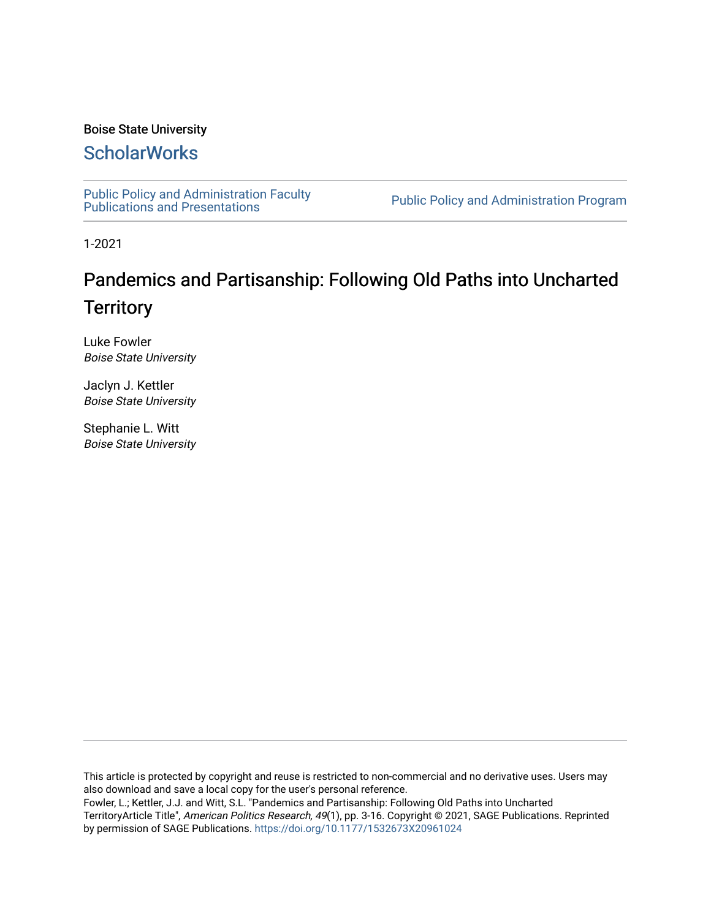Boise State University

## ScholarWorks

Public Policy and Administration Faculty Publications and Presentations

Public Policy and Administration Program

1-2021

# Pandemics and Partisanship: Following Old Paths into Uncharted Territory

Luke Fowler
*Boise State University*

Jaclyn J. Kettler
*Boise State University*

Stephanie L. Witt
*Boise State University*

This article is protected by copyright and reuse is restricted to non-commercial and no derivative uses. Users may also download and save a local copy for the user's personal reference.

Fowler, L.; Kettler, J.J. and Witt, S.L. "Pandemics and Partisanship: Following Old Paths into Uncharted TerritoryArticle Title", *American Politics Research, 49*(1), pp. 3-16. Copyright © 2021, SAGE Publications. Reprinted by permission of SAGE Publications. https://doi.org/10.1177/1532673X20961024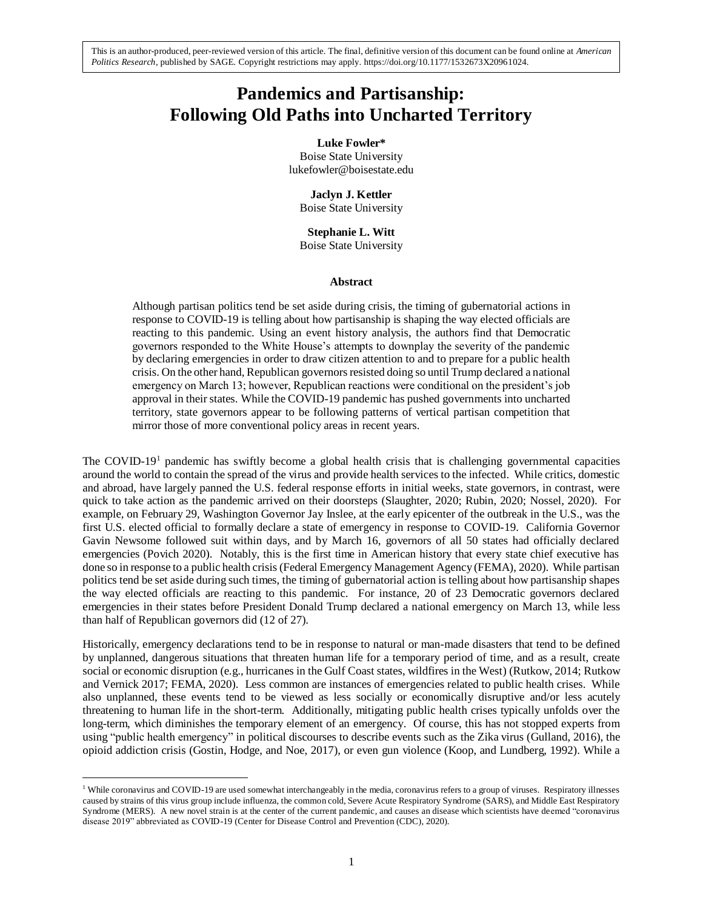This is an author-produced, peer-reviewed version of this article. The final, definitive version of this document can be found online at *American Politics Research*, published by SAGE. Copyright restrictions may apply. https://doi.org/10.1177/1532673X20961024.

# Pandemics and Partisanship: Following Old Paths into Uncharted Territory

**Luke Fowler***
Boise State University
lukefowler@boisestate.edu

**Jaclyn J. Kettler**
Boise State University

**Stephanie L. Witt**
Boise State University

### Abstract

Although partisan politics tend be set aside during crisis, the timing of gubernatorial actions in response to COVID-19 is telling about how partisanship is shaping the way elected officials are reacting to this pandemic. Using an event history analysis, the authors find that Democratic governors responded to the White House's attempts to downplay the severity of the pandemic by declaring emergencies in order to draw citizen attention to and to prepare for a public health crisis. On the other hand, Republican governors resisted doing so until Trump declared a national emergency on March 13; however, Republican reactions were conditional on the president's job approval in their states. While the COVID-19 pandemic has pushed governments into uncharted territory, state governors appear to be following patterns of vertical partisan competition that mirror those of more conventional policy areas in recent years.

The COVID-19[1] pandemic has swiftly become a global health crisis that is challenging governmental capacities around the world to contain the spread of the virus and provide health services to the infected. While critics, domestic and abroad, have largely panned the U.S. federal response efforts in initial weeks, state governors, in contrast, were quick to take action as the pandemic arrived on their doorsteps (Slaughter, 2020; Rubin, 2020; Nossel, 2020). For example, on February 29, Washington Governor Jay Inslee, at the early epicenter of the outbreak in the U.S., was the first U.S. elected official to formally declare a state of emergency in response to COVID-19. California Governor Gavin Newsome followed suit within days, and by March 16, governors of all 50 states had officially declared emergencies (Povich 2020). Notably, this is the first time in American history that every state chief executive has done so in response to a public health crisis (Federal Emergency Management Agency (FEMA), 2020). While partisan politics tend be set aside during such times, the timing of gubernatorial action is telling about how partisanship shapes the way elected officials are reacting to this pandemic. For instance, 20 of 23 Democratic governors declared emergencies in their states before President Donald Trump declared a national emergency on March 13, while less than half of Republican governors did (12 of 27).

Historically, emergency declarations tend to be in response to natural or man-made disasters that tend to be defined by unplanned, dangerous situations that threaten human life for a temporary period of time, and as a result, create social or economic disruption (e.g., hurricanes in the Gulf Coast states, wildfires in the West) (Rutkow, 2014; Rutkow and Vernick 2017; FEMA, 2020). Less common are instances of emergencies related to public health crises. While also unplanned, these events tend to be viewed as less socially or economically disruptive and/or less acutely threatening to human life in the short-term. Additionally, mitigating public health crises typically unfolds over the long-term, which diminishes the temporary element of an emergency. Of course, this has not stopped experts from using "public health emergency" in political discourses to describe events such as the Zika virus (Gulland, 2016), the opioid addiction crisis (Gostin, Hodge, and Noe, 2017), or even gun violence (Koop, and Lundberg, 1992). While a

[1] While coronavirus and COVID-19 are used somewhat interchangeably in the media, coronavirus refers to a group of viruses. Respiratory illnesses caused by strains of this virus group include influenza, the common cold, Severe Acute Respiratory Syndrome (SARS), and Middle East Respiratory Syndrome (MERS). A new novel strain is at the center of the current pandemic, and causes an disease which scientists have deemed "coronavirus disease 2019" abbreviated as COVID-19 (Center for Disease Control and Prevention (CDC), 2020).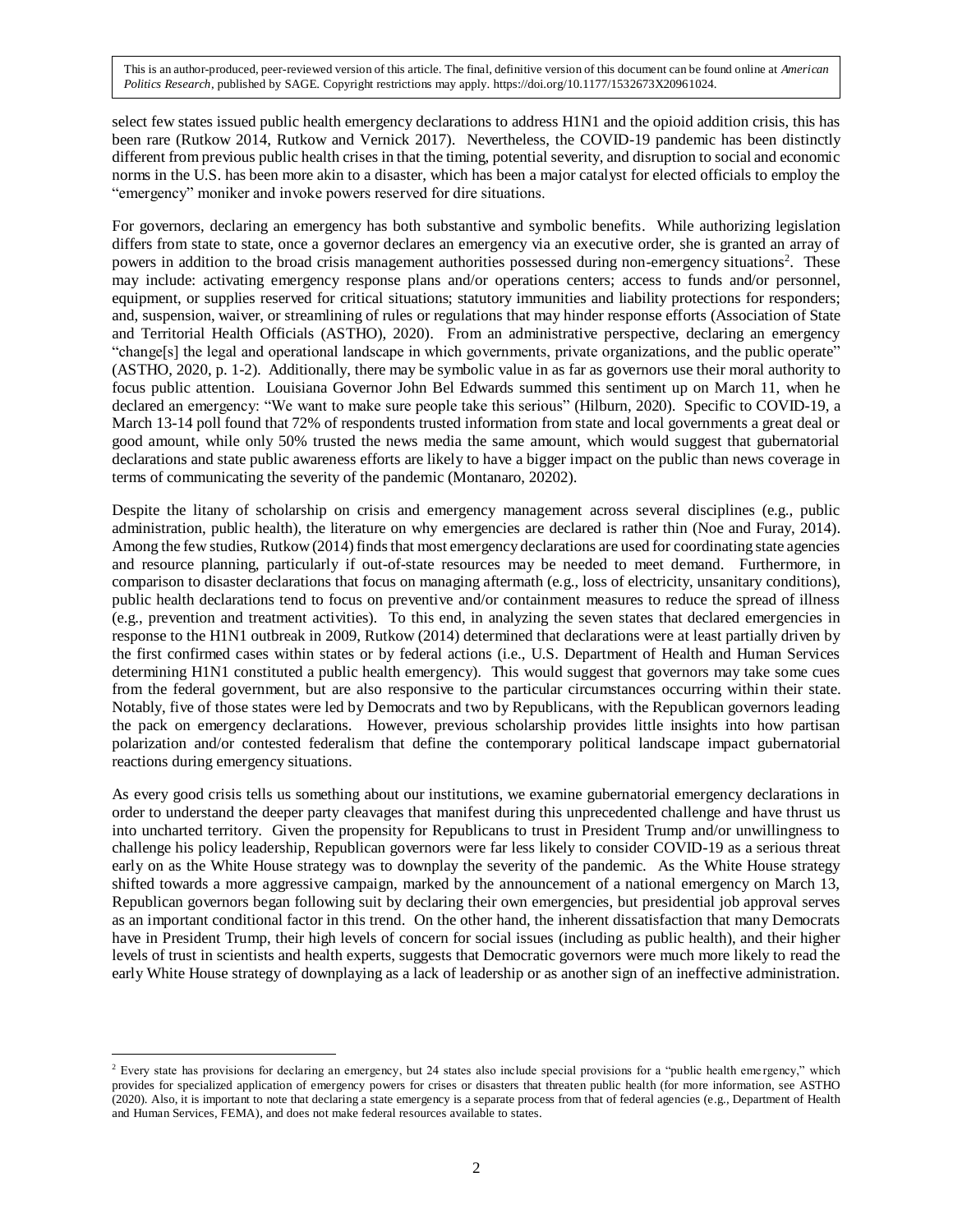select few states issued public health emergency declarations to address H1N1 and the opioid addition crisis, this has been rare (Rutkow 2014, Rutkow and Vernick 2017). Nevertheless, the COVID-19 pandemic has been distinctly different from previous public health crises in that the timing, potential severity, and disruption to social and economic norms in the U.S. has been more akin to a disaster, which has been a major catalyst for elected officials to employ the "emergency" moniker and invoke powers reserved for dire situations.

For governors, declaring an emergency has both substantive and symbolic benefits. While authorizing legislation differs from state to state, once a governor declares an emergency via an executive order, she is granted an array of powers in addition to the broad crisis management authorities possessed during non-emergency situations[2]. These may include: activating emergency response plans and/or operations centers; access to funds and/or personnel, equipment, or supplies reserved for critical situations; statutory immunities and liability protections for responders; and, suspension, waiver, or streamlining of rules or regulations that may hinder response efforts (Association of State and Territorial Health Officials (ASTHO), 2020). From an administrative perspective, declaring an emergency "change[s] the legal and operational landscape in which governments, private organizations, and the public operate" (ASTHO, 2020, p. 1-2). Additionally, there may be symbolic value in as far as governors use their moral authority to focus public attention. Louisiana Governor John Bel Edwards summed this sentiment up on March 11, when he declared an emergency: "We want to make sure people take this serious" (Hilburn, 2020). Specific to COVID-19, a March 13-14 poll found that 72% of respondents trusted information from state and local governments a great deal or good amount, while only 50% trusted the news media the same amount, which would suggest that gubernatorial declarations and state public awareness efforts are likely to have a bigger impact on the public than news coverage in terms of communicating the severity of the pandemic (Montanaro, 20202).

Despite the litany of scholarship on crisis and emergency management across several disciplines (e.g., public administration, public health), the literature on why emergencies are declared is rather thin (Noe and Furay, 2014). Among the few studies, Rutkow (2014) finds that most emergency declarations are used for coordinating state agencies and resource planning, particularly if out-of-state resources may be needed to meet demand. Furthermore, in comparison to disaster declarations that focus on managing aftermath (e.g., loss of electricity, unsanitary conditions), public health declarations tend to focus on preventive and/or containment measures to reduce the spread of illness (e.g., prevention and treatment activities). To this end, in analyzing the seven states that declared emergencies in response to the H1N1 outbreak in 2009, Rutkow (2014) determined that declarations were at least partially driven by the first confirmed cases within states or by federal actions (i.e., U.S. Department of Health and Human Services determining H1N1 constituted a public health emergency). This would suggest that governors may take some cues from the federal government, but are also responsive to the particular circumstances occurring within their state. Notably, five of those states were led by Democrats and two by Republicans, with the Republican governors leading the pack on emergency declarations. However, previous scholarship provides little insights into how partisan polarization and/or contested federalism that define the contemporary political landscape impact gubernatorial reactions during emergency situations.

As every good crisis tells us something about our institutions, we examine gubernatorial emergency declarations in order to understand the deeper party cleavages that manifest during this unprecedented challenge and have thrust us into uncharted territory. Given the propensity for Republicans to trust in President Trump and/or unwillingness to challenge his policy leadership, Republican governors were far less likely to consider COVID-19 as a serious threat early on as the White House strategy was to downplay the severity of the pandemic. As the White House strategy shifted towards a more aggressive campaign, marked by the announcement of a national emergency on March 13, Republican governors began following suit by declaring their own emergencies, but presidential job approval serves as an important conditional factor in this trend. On the other hand, the inherent dissatisfaction that many Democrats have in President Trump, their high levels of concern for social issues (including as public health), and their higher levels of trust in scientists and health experts, suggests that Democratic governors were much more likely to read the early White House strategy of downplaying as a lack of leadership or as another sign of an ineffective administration.

[2] Every state has provisions for declaring an emergency, but 24 states also include special provisions for a "public health emergency," which provides for specialized application of emergency powers for crises or disasters that threaten public health (for more information, see ASTHO (2020). Also, it is important to note that declaring a state emergency is a separate process from that of federal agencies (e.g., Department of Health and Human Services, FEMA), and does not make federal resources available to states.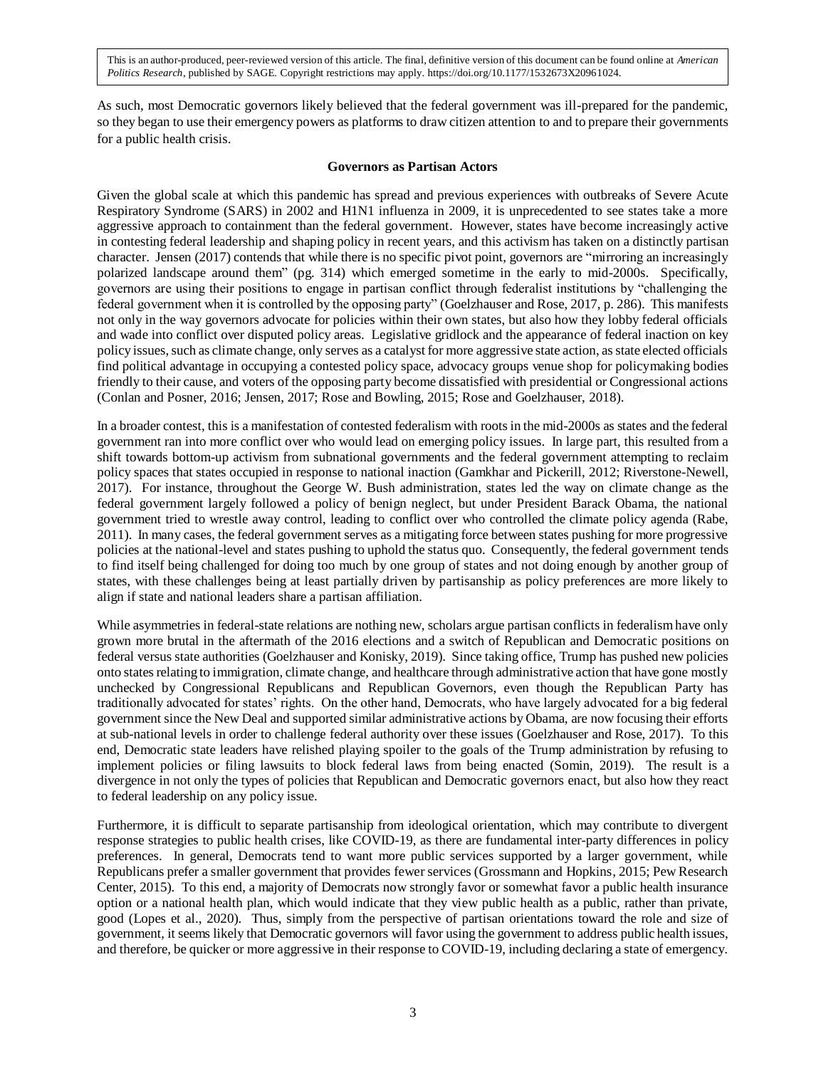This is an author-produced, peer-reviewed version of this article. The final, definitive version of this document can be found online at *American Politics Research*, published by SAGE. Copyright restrictions may apply. https://doi.org/10.1177/1532673X20961024.

As such, most Democratic governors likely believed that the federal government was ill-prepared for the pandemic, so they began to use their emergency powers as platforms to draw citizen attention to and to prepare their governments for a public health crisis.

## Governors as Partisan Actors

Given the global scale at which this pandemic has spread and previous experiences with outbreaks of Severe Acute Respiratory Syndrome (SARS) in 2002 and H1N1 influenza in 2009, it is unprecedented to see states take a more aggressive approach to containment than the federal government. However, states have become increasingly active in contesting federal leadership and shaping policy in recent years, and this activism has taken on a distinctly partisan character. Jensen (2017) contends that while there is no specific pivot point, governors are "mirroring an increasingly polarized landscape around them" (pg. 314) which emerged sometime in the early to mid-2000s. Specifically, governors are using their positions to engage in partisan conflict through federalist institutions by "challenging the federal government when it is controlled by the opposing party" (Goelzhauser and Rose, 2017, p. 286). This manifests not only in the way governors advocate for policies within their own states, but also how they lobby federal officials and wade into conflict over disputed policy areas. Legislative gridlock and the appearance of federal inaction on key policy issues, such as climate change, only serves as a catalyst for more aggressive state action, as state elected officials find political advantage in occupying a contested policy space, advocacy groups venue shop for policymaking bodies friendly to their cause, and voters of the opposing party become dissatisfied with presidential or Congressional actions (Conlan and Posner, 2016; Jensen, 2017; Rose and Bowling, 2015; Rose and Goelzhauser, 2018).

In a broader contest, this is a manifestation of contested federalism with roots in the mid-2000s as states and the federal government ran into more conflict over who would lead on emerging policy issues. In large part, this resulted from a shift towards bottom-up activism from subnational governments and the federal government attempting to reclaim policy spaces that states occupied in response to national inaction (Gamkhar and Pickerill, 2012; Riverstone-Newell, 2017). For instance, throughout the George W. Bush administration, states led the way on climate change as the federal government largely followed a policy of benign neglect, but under President Barack Obama, the national government tried to wrestle away control, leading to conflict over who controlled the climate policy agenda (Rabe, 2011). In many cases, the federal government serves as a mitigating force between states pushing for more progressive policies at the national-level and states pushing to uphold the status quo. Consequently, the federal government tends to find itself being challenged for doing too much by one group of states and not doing enough by another group of states, with these challenges being at least partially driven by partisanship as policy preferences are more likely to align if state and national leaders share a partisan affiliation.

While asymmetries in federal-state relations are nothing new, scholars argue partisan conflicts in federalism have only grown more brutal in the aftermath of the 2016 elections and a switch of Republican and Democratic positions on federal versus state authorities (Goelzhauser and Konisky, 2019). Since taking office, Trump has pushed new policies onto states relating to immigration, climate change, and healthcare through administrative action that have gone mostly unchecked by Congressional Republicans and Republican Governors, even though the Republican Party has traditionally advocated for states' rights. On the other hand, Democrats, who have largely advocated for a big federal government since the New Deal and supported similar administrative actions by Obama, are now focusing their efforts at sub-national levels in order to challenge federal authority over these issues (Goelzhauser and Rose, 2017). To this end, Democratic state leaders have relished playing spoiler to the goals of the Trump administration by refusing to implement policies or filing lawsuits to block federal laws from being enacted (Somin, 2019). The result is a divergence in not only the types of policies that Republican and Democratic governors enact, but also how they react to federal leadership on any policy issue.

Furthermore, it is difficult to separate partisanship from ideological orientation, which may contribute to divergent response strategies to public health crises, like COVID-19, as there are fundamental inter-party differences in policy preferences. In general, Democrats tend to want more public services supported by a larger government, while Republicans prefer a smaller government that provides fewer services (Grossmann and Hopkins, 2015; Pew Research Center, 2015). To this end, a majority of Democrats now strongly favor or somewhat favor a public health insurance option or a national health plan, which would indicate that they view public health as a public, rather than private, good (Lopes et al., 2020). Thus, simply from the perspective of partisan orientations toward the role and size of government, it seems likely that Democratic governors will favor using the government to address public health issues, and therefore, be quicker or more aggressive in their response to COVID-19, including declaring a state of emergency.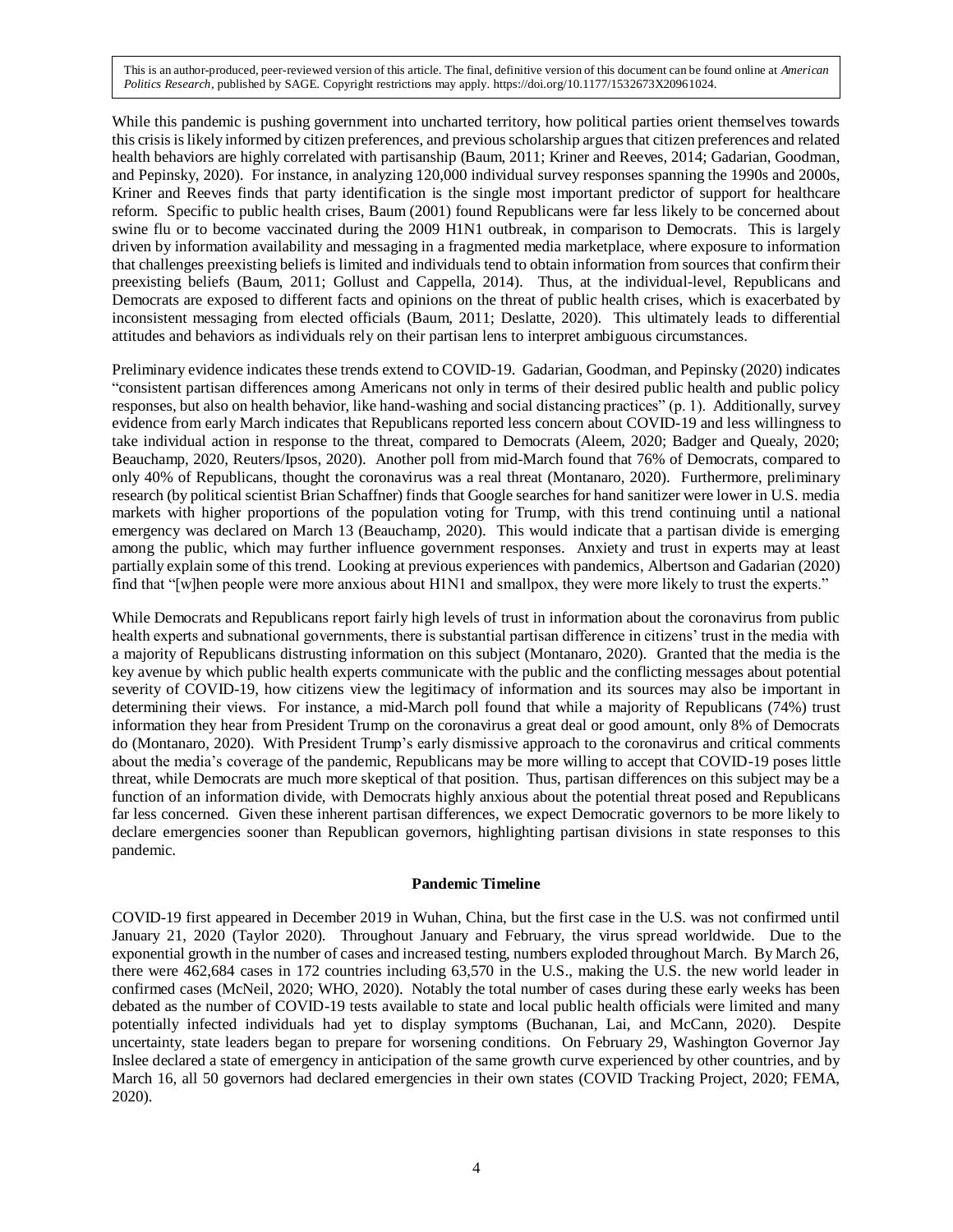While this pandemic is pushing government into uncharted territory, how political parties orient themselves towards this crisis is likely informed by citizen preferences, and previous scholarship argues that citizen preferences and related health behaviors are highly correlated with partisanship (Baum, 2011; Kriner and Reeves, 2014; Gadarian, Goodman, and Pepinsky, 2020). For instance, in analyzing 120,000 individual survey responses spanning the 1990s and 2000s, Kriner and Reeves finds that party identification is the single most important predictor of support for healthcare reform. Specific to public health crises, Baum (2001) found Republicans were far less likely to be concerned about swine flu or to become vaccinated during the 2009 H1N1 outbreak, in comparison to Democrats. This is largely driven by information availability and messaging in a fragmented media marketplace, where exposure to information that challenges preexisting beliefs is limited and individuals tend to obtain information from sources that confirm their preexisting beliefs (Baum, 2011; Gollust and Cappella, 2014). Thus, at the individual-level, Republicans and Democrats are exposed to different facts and opinions on the threat of public health crises, which is exacerbated by inconsistent messaging from elected officials (Baum, 2011; Deslatte, 2020). This ultimately leads to differential attitudes and behaviors as individuals rely on their partisan lens to interpret ambiguous circumstances.

Preliminary evidence indicates these trends extend to COVID-19. Gadarian, Goodman, and Pepinsky (2020) indicates "consistent partisan differences among Americans not only in terms of their desired public health and public policy responses, but also on health behavior, like hand-washing and social distancing practices" (p. 1). Additionally, survey evidence from early March indicates that Republicans reported less concern about COVID-19 and less willingness to take individual action in response to the threat, compared to Democrats (Aleem, 2020; Badger and Quealy, 2020; Beauchamp, 2020, Reuters/Ipsos, 2020). Another poll from mid-March found that 76% of Democrats, compared to only 40% of Republicans, thought the coronavirus was a real threat (Montanaro, 2020). Furthermore, preliminary research (by political scientist Brian Schaffner) finds that Google searches for hand sanitizer were lower in U.S. media markets with higher proportions of the population voting for Trump, with this trend continuing until a national emergency was declared on March 13 (Beauchamp, 2020). This would indicate that a partisan divide is emerging among the public, which may further influence government responses. Anxiety and trust in experts may at least partially explain some of this trend. Looking at previous experiences with pandemics, Albertson and Gadarian (2020) find that "[w]hen people were more anxious about H1N1 and smallpox, they were more likely to trust the experts."

While Democrats and Republicans report fairly high levels of trust in information about the coronavirus from public health experts and subnational governments, there is substantial partisan difference in citizens' trust in the media with a majority of Republicans distrusting information on this subject (Montanaro, 2020). Granted that the media is the key avenue by which public health experts communicate with the public and the conflicting messages about potential severity of COVID-19, how citizens view the legitimacy of information and its sources may also be important in determining their views. For instance, a mid-March poll found that while a majority of Republicans (74%) trust information they hear from President Trump on the coronavirus a great deal or good amount, only 8% of Democrats do (Montanaro, 2020). With President Trump's early dismissive approach to the coronavirus and critical comments about the media's coverage of the pandemic, Republicans may be more willing to accept that COVID-19 poses little threat, while Democrats are much more skeptical of that position. Thus, partisan differences on this subject may be a function of an information divide, with Democrats highly anxious about the potential threat posed and Republicans far less concerned. Given these inherent partisan differences, we expect Democratic governors to be more likely to declare emergencies sooner than Republican governors, highlighting partisan divisions in state responses to this pandemic.

## Pandemic Timeline

COVID-19 first appeared in December 2019 in Wuhan, China, but the first case in the U.S. was not confirmed until January 21, 2020 (Taylor 2020). Throughout January and February, the virus spread worldwide. Due to the exponential growth in the number of cases and increased testing, numbers exploded throughout March. By March 26, there were 462,684 cases in 172 countries including 63,570 in the U.S., making the U.S. the new world leader in confirmed cases (McNeil, 2020; WHO, 2020). Notably the total number of cases during these early weeks has been debated as the number of COVID-19 tests available to state and local public health officials were limited and many potentially infected individuals had yet to display symptoms (Buchanan, Lai, and McCann, 2020). Despite uncertainty, state leaders began to prepare for worsening conditions. On February 29, Washington Governor Jay Inslee declared a state of emergency in anticipation of the same growth curve experienced by other countries, and by March 16, all 50 governors had declared emergencies in their own states (COVID Tracking Project, 2020; FEMA, 2020).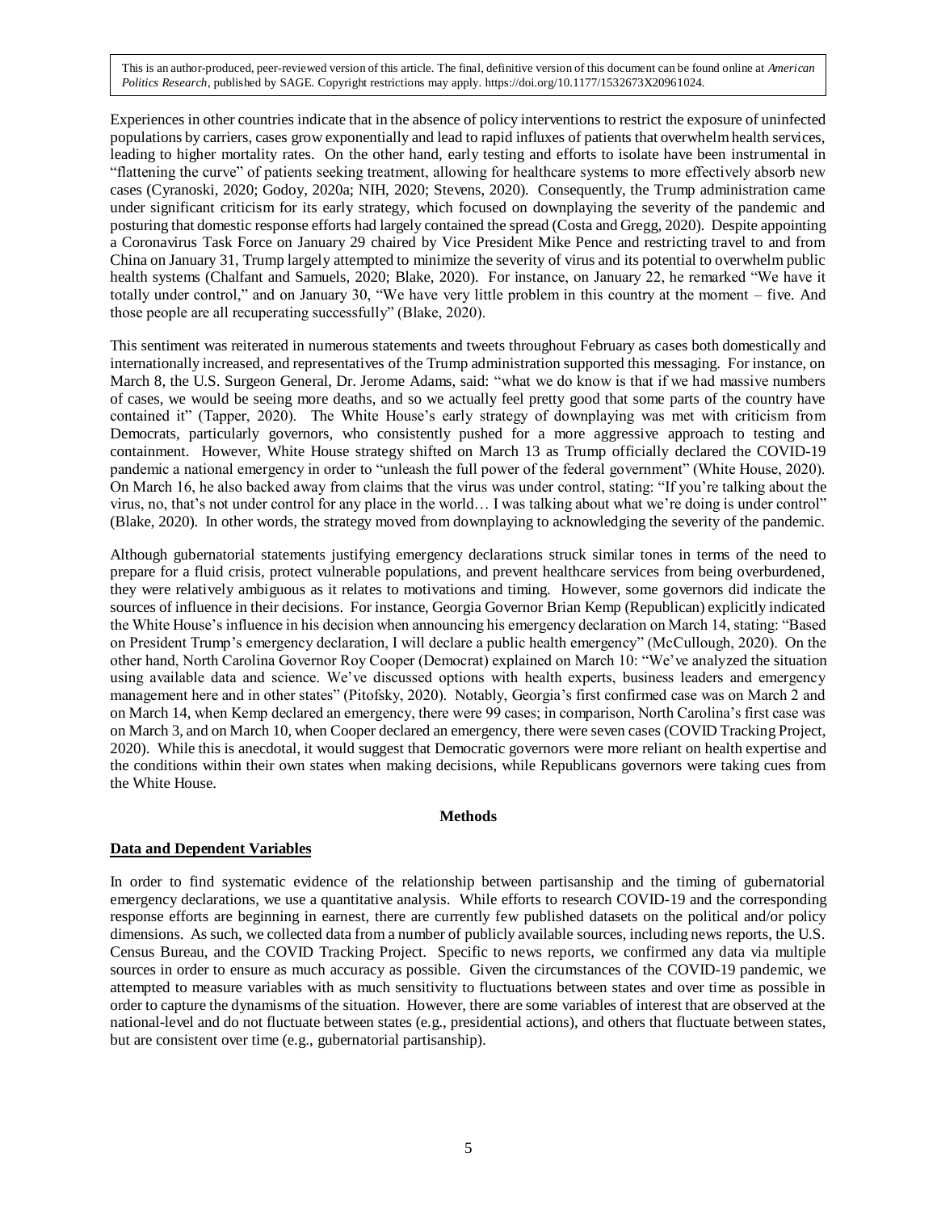Experiences in other countries indicate that in the absence of policy interventions to restrict the exposure of uninfected populations by carriers, cases grow exponentially and lead to rapid influxes of patients that overwhelm health services, leading to higher mortality rates. On the other hand, early testing and efforts to isolate have been instrumental in "flattening the curve" of patients seeking treatment, allowing for healthcare systems to more effectively absorb new cases (Cyranoski, 2020; Godoy, 2020a; NIH, 2020; Stevens, 2020). Consequently, the Trump administration came under significant criticism for its early strategy, which focused on downplaying the severity of the pandemic and posturing that domestic response efforts had largely contained the spread (Costa and Gregg, 2020). Despite appointing a Coronavirus Task Force on January 29 chaired by Vice President Mike Pence and restricting travel to and from China on January 31, Trump largely attempted to minimize the severity of virus and its potential to overwhelm public health systems (Chalfant and Samuels, 2020; Blake, 2020). For instance, on January 22, he remarked "We have it totally under control," and on January 30, "We have very little problem in this country at the moment – five. And those people are all recuperating successfully" (Blake, 2020).

This sentiment was reiterated in numerous statements and tweets throughout February as cases both domestically and internationally increased, and representatives of the Trump administration supported this messaging. For instance, on March 8, the U.S. Surgeon General, Dr. Jerome Adams, said: "what we do know is that if we had massive numbers of cases, we would be seeing more deaths, and so we actually feel pretty good that some parts of the country have contained it" (Tapper, 2020). The White House's early strategy of downplaying was met with criticism from Democrats, particularly governors, who consistently pushed for a more aggressive approach to testing and containment. However, White House strategy shifted on March 13 as Trump officially declared the COVID-19 pandemic a national emergency in order to "unleash the full power of the federal government" (White House, 2020). On March 16, he also backed away from claims that the virus was under control, stating: "If you're talking about the virus, no, that's not under control for any place in the world… I was talking about what we're doing is under control" (Blake, 2020). In other words, the strategy moved from downplaying to acknowledging the severity of the pandemic.

Although gubernatorial statements justifying emergency declarations struck similar tones in terms of the need to prepare for a fluid crisis, protect vulnerable populations, and prevent healthcare services from being overburdened, they were relatively ambiguous as it relates to motivations and timing. However, some governors did indicate the sources of influence in their decisions. For instance, Georgia Governor Brian Kemp (Republican) explicitly indicated the White House's influence in his decision when announcing his emergency declaration on March 14, stating: "Based on President Trump's emergency declaration, I will declare a public health emergency" (McCullough, 2020). On the other hand, North Carolina Governor Roy Cooper (Democrat) explained on March 10: "We've analyzed the situation using available data and science. We've discussed options with health experts, business leaders and emergency management here and in other states" (Pitofsky, 2020). Notably, Georgia's first confirmed case was on March 2 and on March 14, when Kemp declared an emergency, there were 99 cases; in comparison, North Carolina's first case was on March 3, and on March 10, when Cooper declared an emergency, there were seven cases (COVID Tracking Project, 2020). While this is anecdotal, it would suggest that Democratic governors were more reliant on health expertise and the conditions within their own states when making decisions, while Republicans governors were taking cues from the White House.

## Methods

### Data and Dependent Variables

In order to find systematic evidence of the relationship between partisanship and the timing of gubernatorial emergency declarations, we use a quantitative analysis. While efforts to research COVID-19 and the corresponding response efforts are beginning in earnest, there are currently few published datasets on the political and/or policy dimensions. As such, we collected data from a number of publicly available sources, including news reports, the U.S. Census Bureau, and the COVID Tracking Project. Specific to news reports, we confirmed any data via multiple sources in order to ensure as much accuracy as possible. Given the circumstances of the COVID-19 pandemic, we attempted to measure variables with as much sensitivity to fluctuations between states and over time as possible in order to capture the dynamisms of the situation. However, there are some variables of interest that are observed at the national-level and do not fluctuate between states (e.g., presidential actions), and others that fluctuate between states, but are consistent over time (e.g., gubernatorial partisanship).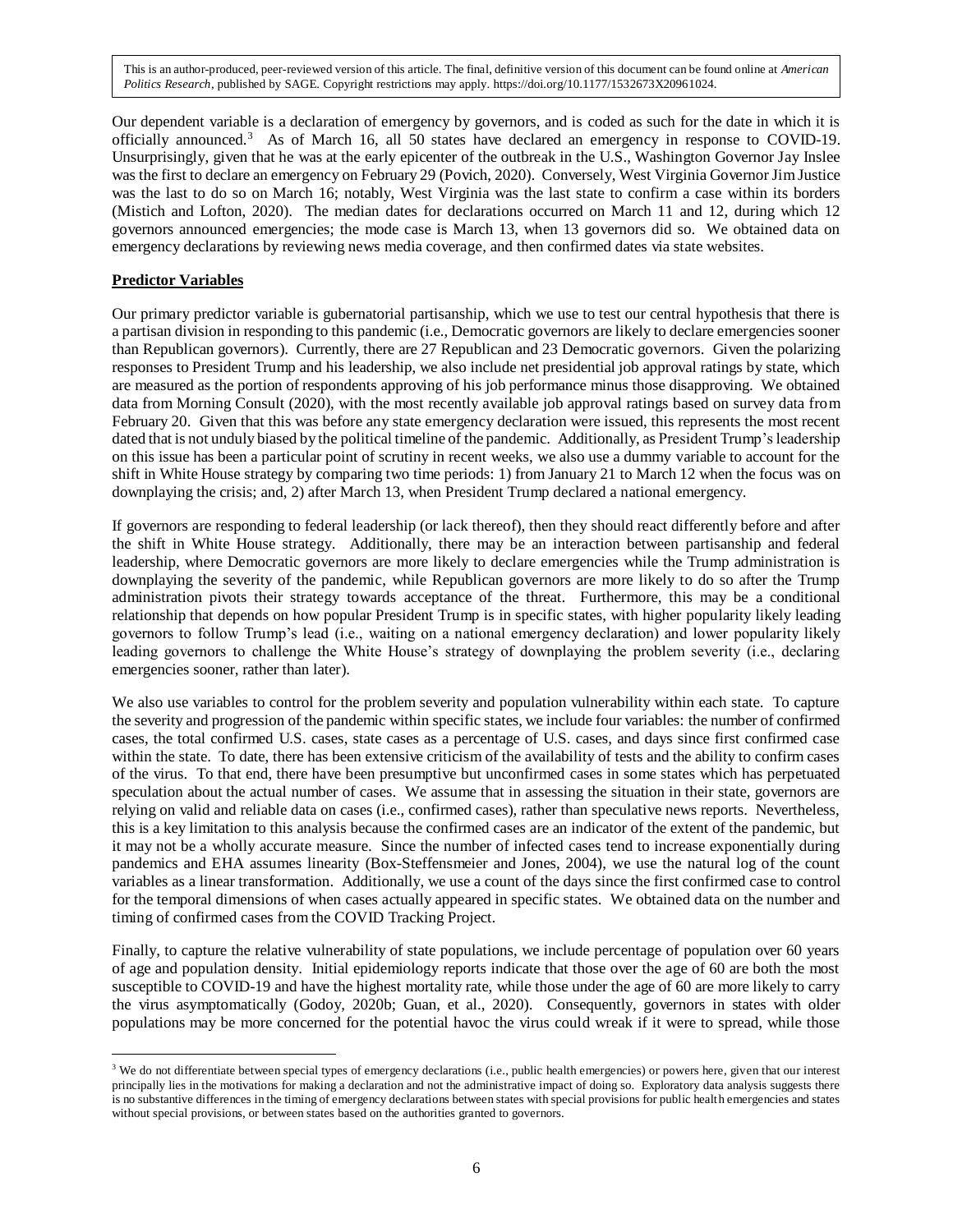This is an author-produced, peer-reviewed version of this article. The final, definitive version of this document can be found online at *American Politics Research*, published by SAGE. Copyright restrictions may apply. https://doi.org/10.1177/1532673X20961024.

Our dependent variable is a declaration of emergency by governors, and is coded as such for the date in which it is officially announced.[3] As of March 16, all 50 states have declared an emergency in response to COVID-19. Unsurprisingly, given that he was at the early epicenter of the outbreak in the U.S., Washington Governor Jay Inslee was the first to declare an emergency on February 29 (Povich, 2020). Conversely, West Virginia Governor Jim Justice was the last to do so on March 16; notably, West Virginia was the last state to confirm a case within its borders (Mistich and Lofton, 2020). The median dates for declarations occurred on March 11 and 12, during which 12 governors announced emergencies; the mode case is March 13, when 13 governors did so. We obtained data on emergency declarations by reviewing news media coverage, and then confirmed dates via state websites.

**Predictor Variables**

Our primary predictor variable is gubernatorial partisanship, which we use to test our central hypothesis that there is a partisan division in responding to this pandemic (i.e., Democratic governors are likely to declare emergencies sooner than Republican governors). Currently, there are 27 Republican and 23 Democratic governors. Given the polarizing responses to President Trump and his leadership, we also include net presidential job approval ratings by state, which are measured as the portion of respondents approving of his job performance minus those disapproving. We obtained data from Morning Consult (2020), with the most recently available job approval ratings based on survey data from February 20. Given that this was before any state emergency declaration were issued, this represents the most recent dated that is not unduly biased by the political timeline of the pandemic. Additionally, as President Trump's leadership on this issue has been a particular point of scrutiny in recent weeks, we also use a dummy variable to account for the shift in White House strategy by comparing two time periods: 1) from January 21 to March 12 when the focus was on downplaying the crisis; and, 2) after March 13, when President Trump declared a national emergency.

If governors are responding to federal leadership (or lack thereof), then they should react differently before and after the shift in White House strategy. Additionally, there may be an interaction between partisanship and federal leadership, where Democratic governors are more likely to declare emergencies while the Trump administration is downplaying the severity of the pandemic, while Republican governors are more likely to do so after the Trump administration pivots their strategy towards acceptance of the threat. Furthermore, this may be a conditional relationship that depends on how popular President Trump is in specific states, with higher popularity likely leading governors to follow Trump's lead (i.e., waiting on a national emergency declaration) and lower popularity likely leading governors to challenge the White House's strategy of downplaying the problem severity (i.e., declaring emergencies sooner, rather than later).

We also use variables to control for the problem severity and population vulnerability within each state. To capture the severity and progression of the pandemic within specific states, we include four variables: the number of confirmed cases, the total confirmed U.S. cases, state cases as a percentage of U.S. cases, and days since first confirmed case within the state. To date, there has been extensive criticism of the availability of tests and the ability to confirm cases of the virus. To that end, there have been presumptive but unconfirmed cases in some states which has perpetuated speculation about the actual number of cases. We assume that in assessing the situation in their state, governors are relying on valid and reliable data on cases (i.e., confirmed cases), rather than speculative news reports. Nevertheless, this is a key limitation to this analysis because the confirmed cases are an indicator of the extent of the pandemic, but it may not be a wholly accurate measure. Since the number of infected cases tend to increase exponentially during pandemics and EHA assumes linearity (Box-Steffensmeier and Jones, 2004), we use the natural log of the count variables as a linear transformation. Additionally, we use a count of the days since the first confirmed case to control for the temporal dimensions of when cases actually appeared in specific states. We obtained data on the number and timing of confirmed cases from the COVID Tracking Project.

Finally, to capture the relative vulnerability of state populations, we include percentage of population over 60 years of age and population density. Initial epidemiology reports indicate that those over the age of 60 are both the most susceptible to COVID-19 and have the highest mortality rate, while those under the age of 60 are more likely to carry the virus asymptomatically (Godoy, 2020b; Guan, et al., 2020). Consequently, governors in states with older populations may be more concerned for the potential havoc the virus could wreak if it were to spread, while those

[3] We do not differentiate between special types of emergency declarations (i.e., public health emergencies) or powers here, given that our interest principally lies in the motivations for making a declaration and not the administrative impact of doing so. Exploratory data analysis suggests there is no substantive differences in the timing of emergency declarations between states with special provisions for public health emergencies and states without special provisions, or between states based on the authorities granted to governors.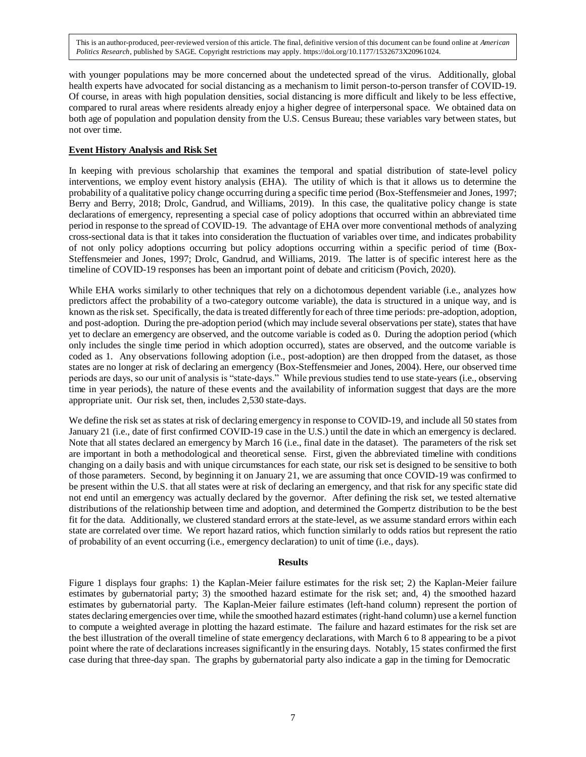with younger populations may be more concerned about the undetected spread of the virus. Additionally, global health experts have advocated for social distancing as a mechanism to limit person-to-person transfer of COVID-19. Of course, in areas with high population densities, social distancing is more difficult and likely to be less effective, compared to rural areas where residents already enjoy a higher degree of interpersonal space. We obtained data on both age of population and population density from the U.S. Census Bureau; these variables vary between states, but not over time.

## Event History Analysis and Risk Set

In keeping with previous scholarship that examines the temporal and spatial distribution of state-level policy interventions, we employ event history analysis (EHA). The utility of which is that it allows us to determine the probability of a qualitative policy change occurring during a specific time period (Box-Steffensmeier and Jones, 1997; Berry and Berry, 2018; Drolc, Gandrud, and Williams, 2019). In this case, the qualitative policy change is state declarations of emergency, representing a special case of policy adoptions that occurred within an abbreviated time period in response to the spread of COVID-19. The advantage of EHA over more conventional methods of analyzing cross-sectional data is that it takes into consideration the fluctuation of variables over time, and indicates probability of not only policy adoptions occurring but policy adoptions occurring within a specific period of time (Box-Steffensmeier and Jones, 1997; Drolc, Gandrud, and Williams, 2019. The latter is of specific interest here as the timeline of COVID-19 responses has been an important point of debate and criticism (Povich, 2020).

While EHA works similarly to other techniques that rely on a dichotomous dependent variable (i.e., analyzes how predictors affect the probability of a two-category outcome variable), the data is structured in a unique way, and is known as the risk set. Specifically, the data is treated differently for each of three time periods: pre-adoption, adoption, and post-adoption. During the pre-adoption period (which may include several observations per state), states that have yet to declare an emergency are observed, and the outcome variable is coded as 0. During the adoption period (which only includes the single time period in which adoption occurred), states are observed, and the outcome variable is coded as 1. Any observations following adoption (i.e., post-adoption) are then dropped from the dataset, as those states are no longer at risk of declaring an emergency (Box-Steffensmeier and Jones, 2004). Here, our observed time periods are days, so our unit of analysis is "state-days." While previous studies tend to use state-years (i.e., observing time in year periods), the nature of these events and the availability of information suggest that days are the more appropriate unit. Our risk set, then, includes 2,530 state-days.

We define the risk set as states at risk of declaring emergency in response to COVID-19, and include all 50 states from January 21 (i.e., date of first confirmed COVID-19 case in the U.S.) until the date in which an emergency is declared. Note that all states declared an emergency by March 16 (i.e., final date in the dataset). The parameters of the risk set are important in both a methodological and theoretical sense. First, given the abbreviated timeline with conditions changing on a daily basis and with unique circumstances for each state, our risk set is designed to be sensitive to both of those parameters. Second, by beginning it on January 21, we are assuming that once COVID-19 was confirmed to be present within the U.S. that all states were at risk of declaring an emergency, and that risk for any specific state did not end until an emergency was actually declared by the governor. After defining the risk set, we tested alternative distributions of the relationship between time and adoption, and determined the Gompertz distribution to be the best fit for the data. Additionally, we clustered standard errors at the state-level, as we assume standard errors within each state are correlated over time. We report hazard ratios, which function similarly to odds ratios but represent the ratio of probability of an event occurring (i.e., emergency declaration) to unit of time (i.e., days).

## Results

Figure 1 displays four graphs: 1) the Kaplan-Meier failure estimates for the risk set; 2) the Kaplan-Meier failure estimates by gubernatorial party; 3) the smoothed hazard estimate for the risk set; and, 4) the smoothed hazard estimates by gubernatorial party. The Kaplan-Meier failure estimates (left-hand column) represent the portion of states declaring emergencies over time, while the smoothed hazard estimates (right-hand column) use a kernel function to compute a weighted average in plotting the hazard estimate. The failure and hazard estimates for the risk set are the best illustration of the overall timeline of state emergency declarations, with March 6 to 8 appearing to be a pivot point where the rate of declarations increases significantly in the ensuring days. Notably, 15 states confirmed the first case during that three-day span. The graphs by gubernatorial party also indicate a gap in the timing for Democratic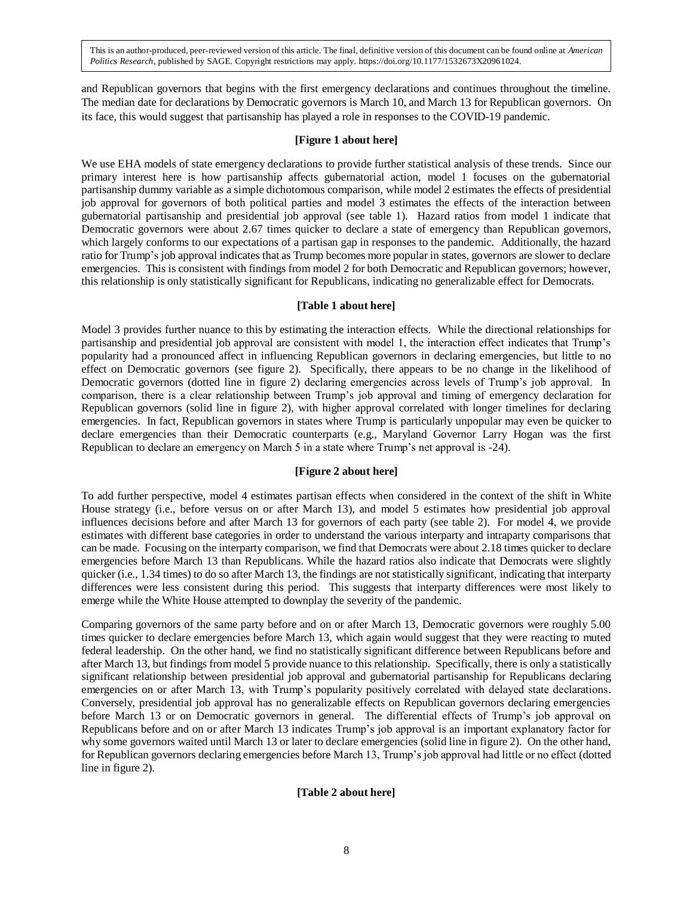and Republican governors that begins with the first emergency declarations and continues throughout the timeline. The median date for declarations by Democratic governors is March 10, and March 13 for Republican governors. On its face, this would suggest that partisanship has played a role in responses to the COVID-19 pandemic.

**[Figure 1 about here]**

We use EHA models of state emergency declarations to provide further statistical analysis of these trends. Since our primary interest here is how partisanship affects gubernatorial action, model 1 focuses on the gubernatorial partisanship dummy variable as a simple dichotomous comparison, while model 2 estimates the effects of presidential job approval for governors of both political parties and model 3 estimates the effects of the interaction between gubernatorial partisanship and presidential job approval (see table 1). Hazard ratios from model 1 indicate that Democratic governors were about 2.67 times quicker to declare a state of emergency than Republican governors, which largely conforms to our expectations of a partisan gap in responses to the pandemic. Additionally, the hazard ratio for Trump's job approval indicates that as Trump becomes more popular in states, governors are slower to declare emergencies. This is consistent with findings from model 2 for both Democratic and Republican governors; however, this relationship is only statistically significant for Republicans, indicating no generalizable effect for Democrats.

**[Table 1 about here]**

Model 3 provides further nuance to this by estimating the interaction effects. While the directional relationships for partisanship and presidential job approval are consistent with model 1, the interaction effect indicates that Trump's popularity had a pronounced affect in influencing Republican governors in declaring emergencies, but little to no effect on Democratic governors (see figure 2). Specifically, there appears to be no change in the likelihood of Democratic governors (dotted line in figure 2) declaring emergencies across levels of Trump's job approval. In comparison, there is a clear relationship between Trump's job approval and timing of emergency declaration for Republican governors (solid line in figure 2), with higher approval correlated with longer timelines for declaring emergencies. In fact, Republican governors in states where Trump is particularly unpopular may even be quicker to declare emergencies than their Democratic counterparts (e.g., Maryland Governor Larry Hogan was the first Republican to declare an emergency on March 5 in a state where Trump's net approval is -24).

**[Figure 2 about here]**

To add further perspective, model 4 estimates partisan effects when considered in the context of the shift in White House strategy (i.e., before versus on or after March 13), and model 5 estimates how presidential job approval influences decisions before and after March 13 for governors of each party (see table 2). For model 4, we provide estimates with different base categories in order to understand the various interparty and intraparty comparisons that can be made. Focusing on the interparty comparison, we find that Democrats were about 2.18 times quicker to declare emergencies before March 13 than Republicans. While the hazard ratios also indicate that Democrats were slightly quicker (i.e., 1.34 times) to do so after March 13, the findings are not statistically significant, indicating that interparty differences were less consistent during this period. This suggests that interparty differences were most likely to emerge while the White House attempted to downplay the severity of the pandemic.

Comparing governors of the same party before and on or after March 13, Democratic governors were roughly 5.00 times quicker to declare emergencies before March 13, which again would suggest that they were reacting to muted federal leadership. On the other hand, we find no statistically significant difference between Republicans before and after March 13, but findings from model 5 provide nuance to this relationship. Specifically, there is only a statistically significant relationship between presidential job approval and gubernatorial partisanship for Republicans declaring emergencies on or after March 13, with Trump's popularity positively correlated with delayed state declarations. Conversely, presidential job approval has no generalizable effects on Republican governors declaring emergencies before March 13 or on Democratic governors in general. The differential effects of Trump's job approval on Republicans before and on or after March 13 indicates Trump's job approval is an important explanatory factor for why some governors waited until March 13 or later to declare emergencies (solid line in figure 2). On the other hand, for Republican governors declaring emergencies before March 13, Trump's job approval had little or no effect (dotted line in figure 2).

**[Table 2 about here]**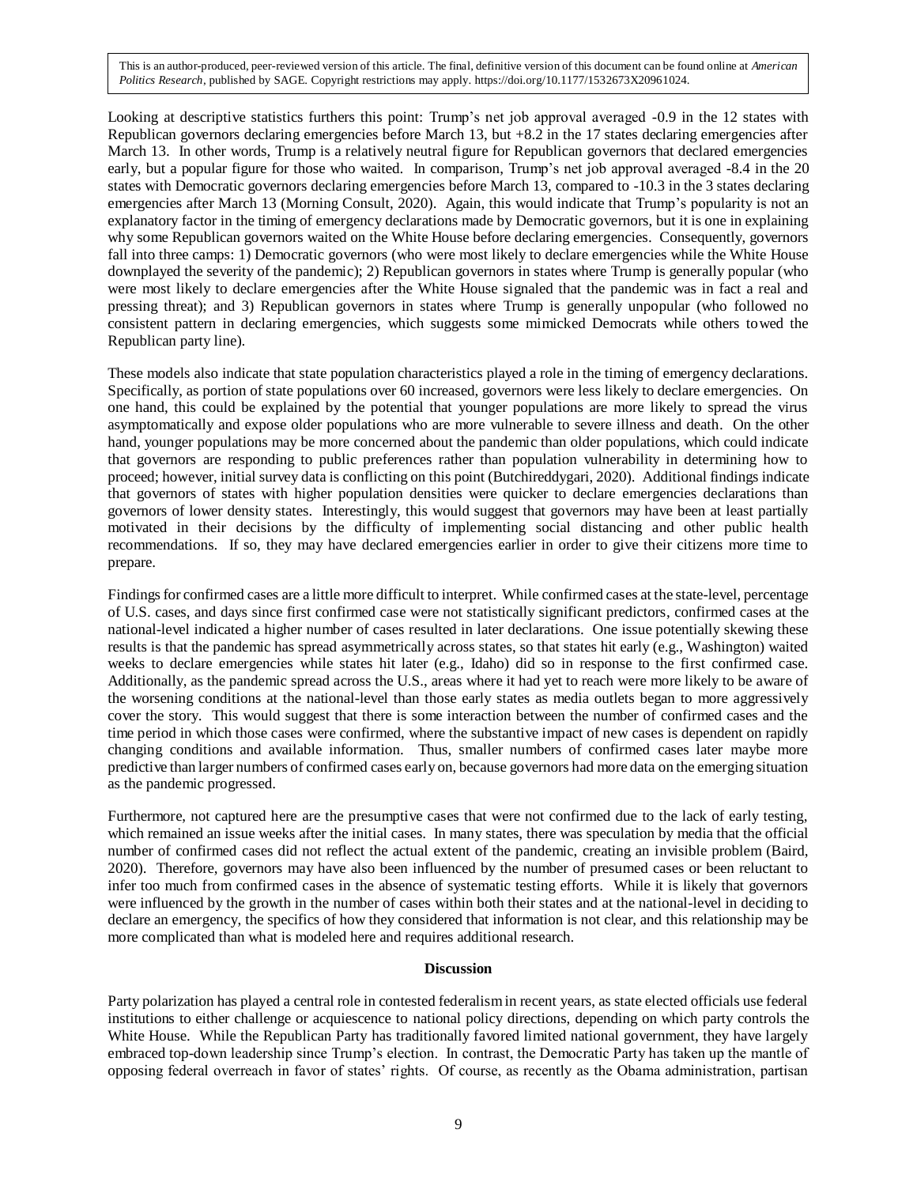Looking at descriptive statistics furthers this point: Trump's net job approval averaged -0.9 in the 12 states with Republican governors declaring emergencies before March 13, but +8.2 in the 17 states declaring emergencies after March 13. In other words, Trump is a relatively neutral figure for Republican governors that declared emergencies early, but a popular figure for those who waited. In comparison, Trump's net job approval averaged -8.4 in the 20 states with Democratic governors declaring emergencies before March 13, compared to -10.3 in the 3 states declaring emergencies after March 13 (Morning Consult, 2020). Again, this would indicate that Trump's popularity is not an explanatory factor in the timing of emergency declarations made by Democratic governors, but it is one in explaining why some Republican governors waited on the White House before declaring emergencies. Consequently, governors fall into three camps: 1) Democratic governors (who were most likely to declare emergencies while the White House downplayed the severity of the pandemic); 2) Republican governors in states where Trump is generally popular (who were most likely to declare emergencies after the White House signaled that the pandemic was in fact a real and pressing threat); and 3) Republican governors in states where Trump is generally unpopular (who followed no consistent pattern in declaring emergencies, which suggests some mimicked Democrats while others towed the Republican party line).

These models also indicate that state population characteristics played a role in the timing of emergency declarations. Specifically, as portion of state populations over 60 increased, governors were less likely to declare emergencies. On one hand, this could be explained by the potential that younger populations are more likely to spread the virus asymptomatically and expose older populations who are more vulnerable to severe illness and death. On the other hand, younger populations may be more concerned about the pandemic than older populations, which could indicate that governors are responding to public preferences rather than population vulnerability in determining how to proceed; however, initial survey data is conflicting on this point (Butchireddygari, 2020). Additional findings indicate that governors of states with higher population densities were quicker to declare emergencies declarations than governors of lower density states. Interestingly, this would suggest that governors may have been at least partially motivated in their decisions by the difficulty of implementing social distancing and other public health recommendations. If so, they may have declared emergencies earlier in order to give their citizens more time to prepare.

Findings for confirmed cases are a little more difficult to interpret. While confirmed cases at the state-level, percentage of U.S. cases, and days since first confirmed case were not statistically significant predictors, confirmed cases at the national-level indicated a higher number of cases resulted in later declarations. One issue potentially skewing these results is that the pandemic has spread asymmetrically across states, so that states hit early (e.g., Washington) waited weeks to declare emergencies while states hit later (e.g., Idaho) did so in response to the first confirmed case. Additionally, as the pandemic spread across the U.S., areas where it had yet to reach were more likely to be aware of the worsening conditions at the national-level than those early states as media outlets began to more aggressively cover the story. This would suggest that there is some interaction between the number of confirmed cases and the time period in which those cases were confirmed, where the substantive impact of new cases is dependent on rapidly changing conditions and available information. Thus, smaller numbers of confirmed cases later maybe more predictive than larger numbers of confirmed cases early on, because governors had more data on the emerging situation as the pandemic progressed.

Furthermore, not captured here are the presumptive cases that were not confirmed due to the lack of early testing, which remained an issue weeks after the initial cases. In many states, there was speculation by media that the official number of confirmed cases did not reflect the actual extent of the pandemic, creating an invisible problem (Baird, 2020). Therefore, governors may have also been influenced by the number of presumed cases or been reluctant to infer too much from confirmed cases in the absence of systematic testing efforts. While it is likely that governors were influenced by the growth in the number of cases within both their states and at the national-level in deciding to declare an emergency, the specifics of how they considered that information is not clear, and this relationship may be more complicated than what is modeled here and requires additional research.

## Discussion

Party polarization has played a central role in contested federalism in recent years, as state elected officials use federal institutions to either challenge or acquiescence to national policy directions, depending on which party controls the White House. While the Republican Party has traditionally favored limited national government, they have largely embraced top-down leadership since Trump's election. In contrast, the Democratic Party has taken up the mantle of opposing federal overreach in favor of states' rights. Of course, as recently as the Obama administration, partisan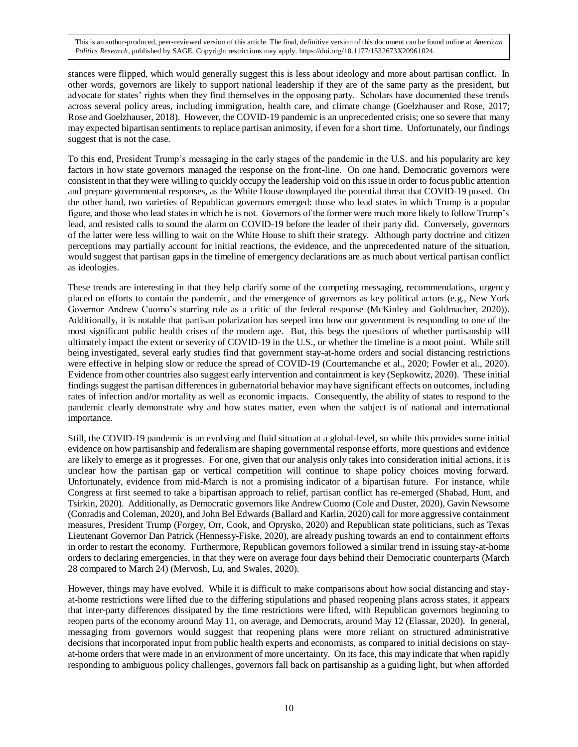stances were flipped, which would generally suggest this is less about ideology and more about partisan conflict. In other words, governors are likely to support national leadership if they are of the same party as the president, but advocate for states' rights when they find themselves in the opposing party. Scholars have documented these trends across several policy areas, including immigration, health care, and climate change (Goelzhauser and Rose, 2017; Rose and Goelzhauser, 2018). However, the COVID-19 pandemic is an unprecedented crisis; one so severe that many may expected bipartisan sentiments to replace partisan animosity, if even for a short time. Unfortunately, our findings suggest that is not the case.

To this end, President Trump's messaging in the early stages of the pandemic in the U.S. and his popularity are key factors in how state governors managed the response on the front-line. On one hand, Democratic governors were consistent in that they were willing to quickly occupy the leadership void on this issue in order to focus public attention and prepare governmental responses, as the White House downplayed the potential threat that COVID-19 posed. On the other hand, two varieties of Republican governors emerged: those who lead states in which Trump is a popular figure, and those who lead states in which he is not. Governors of the former were much more likely to follow Trump's lead, and resisted calls to sound the alarm on COVID-19 before the leader of their party did. Conversely, governors of the latter were less willing to wait on the White House to shift their strategy. Although party doctrine and citizen perceptions may partially account for initial reactions, the evidence, and the unprecedented nature of the situation, would suggest that partisan gaps in the timeline of emergency declarations are as much about vertical partisan conflict as ideologies.

These trends are interesting in that they help clarify some of the competing messaging, recommendations, urgency placed on efforts to contain the pandemic, and the emergence of governors as key political actors (e.g., New York Governor Andrew Cuomo's starring role as a critic of the federal response (McKinley and Goldmacher, 2020)). Additionally, it is notable that partisan polarization has seeped into how our government is responding to one of the most significant public health crises of the modern age. But, this begs the questions of whether partisanship will ultimately impact the extent or severity of COVID-19 in the U.S., or whether the timeline is a moot point. While still being investigated, several early studies find that government stay-at-home orders and social distancing restrictions were effective in helping slow or reduce the spread of COVID-19 (Courtemanche et al., 2020; Fowler et al., 2020). Evidence from other countries also suggest early intervention and containment is key (Sepkowitz, 2020). These initial findings suggest the partisan differences in gubernatorial behavior may have significant effects on outcomes, including rates of infection and/or mortality as well as economic impacts. Consequently, the ability of states to respond to the pandemic clearly demonstrate why and how states matter, even when the subject is of national and international importance.

Still, the COVID-19 pandemic is an evolving and fluid situation at a global-level, so while this provides some initial evidence on how partisanship and federalism are shaping governmental response efforts, more questions and evidence are likely to emerge as it progresses. For one, given that our analysis only takes into consideration initial actions, it is unclear how the partisan gap or vertical competition will continue to shape policy choices moving forward. Unfortunately, evidence from mid-March is not a promising indicator of a bipartisan future. For instance, while Congress at first seemed to take a bipartisan approach to relief, partisan conflict has re-emerged (Shabad, Hunt, and Tsirkin, 2020). Additionally, as Democratic governors like Andrew Cuomo (Cole and Duster, 2020), Gavin Newsome (Conradis and Coleman, 2020), and John Bel Edwards (Ballard and Karlin, 2020) call for more aggressive containment measures, President Trump (Forgey, Orr, Cook, and Oprysko, 2020) and Republican state politicians, such as Texas Lieutenant Governor Dan Patrick (Hennessy-Fiske, 2020), are already pushing towards an end to containment efforts in order to restart the economy. Furthermore, Republican governors followed a similar trend in issuing stay-at-home orders to declaring emergencies, in that they were on average four days behind their Democratic counterparts (March 28 compared to March 24) (Mervosh, Lu, and Swales, 2020).

However, things may have evolved. While it is difficult to make comparisons about how social distancing and stay-at-home restrictions were lifted due to the differing stipulations and phased reopening plans across states, it appears that inter-party differences dissipated by the time restrictions were lifted, with Republican governors beginning to reopen parts of the economy around May 11, on average, and Democrats, around May 12 (Elassar, 2020). In general, messaging from governors would suggest that reopening plans were more reliant on structured administrative decisions that incorporated input from public health experts and economists, as compared to initial decisions on stay-at-home orders that were made in an environment of more uncertainty. On its face, this may indicate that when rapidly responding to ambiguous policy challenges, governors fall back on partisanship as a guiding light, but when afforded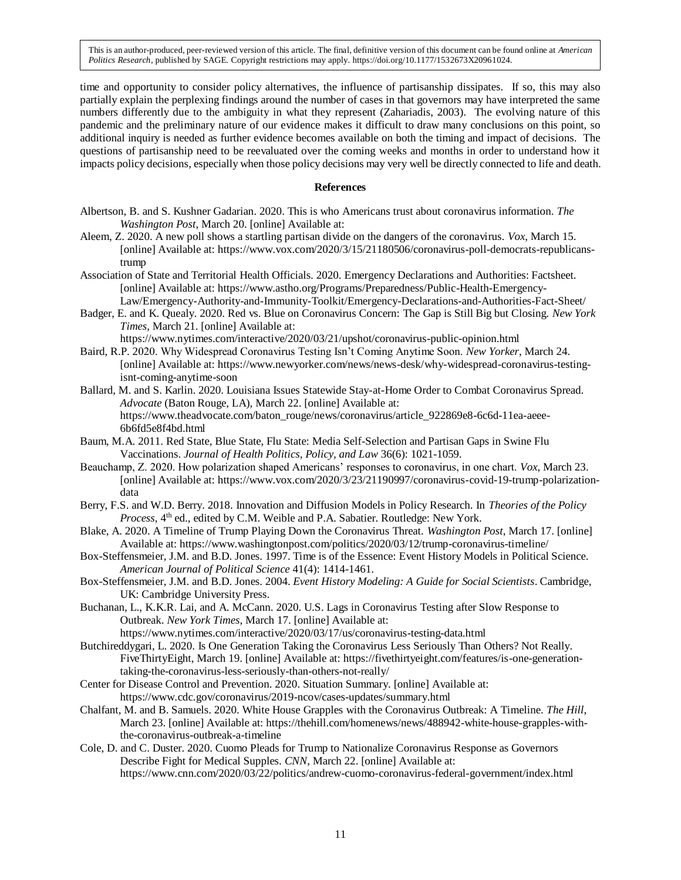time and opportunity to consider policy alternatives, the influence of partisanship dissipates. If so, this may also partially explain the perplexing findings around the number of cases in that governors may have interpreted the same numbers differently due to the ambiguity in what they represent (Zahariadis, 2003). The evolving nature of this pandemic and the preliminary nature of our evidence makes it difficult to draw many conclusions on this point, so additional inquiry is needed as further evidence becomes available on both the timing and impact of decisions. The questions of partisanship need to be reevaluated over the coming weeks and months in order to understand how it impacts policy decisions, especially when those policy decisions may very well be directly connected to life and death.

## References

Albertson, B. and S. Kushner Gadarian. 2020. This is who Americans trust about coronavirus information. *The Washington Post*, March 20. [online] Available at:

Aleem, Z. 2020. A new poll shows a startling partisan divide on the dangers of the coronavirus. *Vox*, March 15. [online] Available at: https://www.vox.com/2020/3/15/21180506/coronavirus-poll-democrats-republicans-trump

Association of State and Territorial Health Officials. 2020. Emergency Declarations and Authorities: Factsheet. [online] Available at: https://www.astho.org/Programs/Preparedness/Public-Health-Emergency-Law/Emergency-Authority-and-Immunity-Toolkit/Emergency-Declarations-and-Authorities-Fact-Sheet/

Badger, E. and K. Quealy. 2020. Red vs. Blue on Coronavirus Concern: The Gap is Still Big but Closing. *New York Times*, March 21. [online] Available at: https://www.nytimes.com/interactive/2020/03/21/upshot/coronavirus-public-opinion.html

Baird, R.P. 2020. Why Widespread Coronavirus Testing Isn't Coming Anytime Soon. *New Yorker*, March 24. [online] Available at: https://www.newyorker.com/news/news-desk/why-widespread-coronavirus-testing-isnt-coming-anytime-soon

Ballard, M. and S. Karlin. 2020. Louisiana Issues Statewide Stay-at-Home Order to Combat Coronavirus Spread. *Advocate* (Baton Rouge, LA), March 22. [online] Available at: https://www.theadvocate.com/baton_rouge/news/coronavirus/article_922869e8-6c6d-11ea-aeee-6b6fd5e8f4bd.html

Baum, M.A. 2011. Red State, Blue State, Flu State: Media Self-Selection and Partisan Gaps in Swine Flu Vaccinations. *Journal of Health Politics, Policy, and Law* 36(6): 1021-1059.

Beauchamp, Z. 2020. How polarization shaped Americans' responses to coronavirus, in one chart. *Vox*, March 23. [online] Available at: https://www.vox.com/2020/3/23/21190997/coronavirus-covid-19-trump-polarization-data

Berry, F.S. and W.D. Berry. 2018. Innovation and Diffusion Models in Policy Research. In *Theories of the Policy Process*, 4th ed., edited by C.M. Weible and P.A. Sabatier. Routledge: New York.

Blake, A. 2020. A Timeline of Trump Playing Down the Coronavirus Threat. *Washington Post*, March 17. [online] Available at: https://www.washingtonpost.com/politics/2020/03/12/trump-coronavirus-timeline/

Box-Steffensmeier, J.M. and B.D. Jones. 1997. Time is of the Essence: Event History Models in Political Science. *American Journal of Political Science* 41(4): 1414-1461.

Box-Steffensmeier, J.M. and B.D. Jones. 2004. *Event History Modeling: A Guide for Social Scientists*. Cambridge, UK: Cambridge University Press.

Buchanan, L., K.K.R. Lai, and A. McCann. 2020. U.S. Lags in Coronavirus Testing after Slow Response to Outbreak. *New York Times*, March 17. [online] Available at: https://www.nytimes.com/interactive/2020/03/17/us/coronavirus-testing-data.html

Butchireddygari, L. 2020. Is One Generation Taking the Coronavirus Less Seriously Than Others? Not Really. FiveThirtyEight, March 19. [online] Available at: https://fivethirtyeight.com/features/is-one-generation-taking-the-coronavirus-less-seriously-than-others-not-really/

Center for Disease Control and Prevention. 2020. Situation Summary. [online] Available at: https://www.cdc.gov/coronavirus/2019-ncov/cases-updates/summary.html

Chalfant, M. and B. Samuels. 2020. White House Grapples with the Coronavirus Outbreak: A Timeline. *The Hill*, March 23. [online] Available at: https://thehill.com/homenews/news/488942-white-house-grapples-with-the-coronavirus-outbreak-a-timeline

Cole, D. and C. Duster. 2020. Cuomo Pleads for Trump to Nationalize Coronavirus Response as Governors Describe Fight for Medical Supples. *CNN*, March 22. [online] Available at: https://www.cnn.com/2020/03/22/politics/andrew-cuomo-coronavirus-federal-government/index.html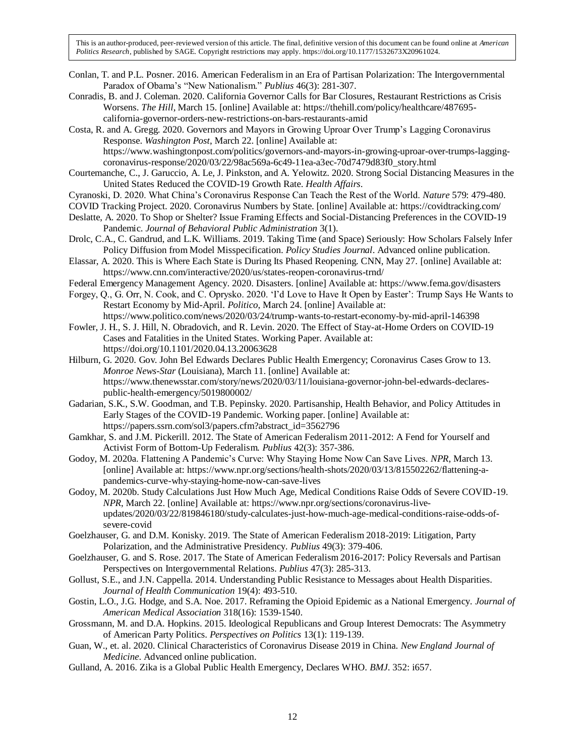Conlan, T. and P.L. Posner. 2016. American Federalism in an Era of Partisan Polarization: The Intergovernmental Paradox of Obama's "New Nationalism." *Publius* 46(3): 281-307.

Conradis, B. and J. Coleman. 2020. California Governor Calls for Bar Closures, Restaurant Restrictions as Crisis Worsens. *The Hill*, March 15. [online] Available at: https://thehill.com/policy/healthcare/487695-california-governor-orders-new-restrictions-on-bars-restaurants-amid

Costa, R. and A. Gregg. 2020. Governors and Mayors in Growing Uproar Over Trump's Lagging Coronavirus Response. *Washington Post*, March 22. [online] Available at: https://www.washingtonpost.com/politics/governors-and-mayors-in-growing-uproar-over-trumps-lagging-coronavirus-response/2020/03/22/98ac569a-6c49-11ea-a3ec-70d7479d83f0_story.html

Courtemanche, C., J. Garuccio, A. Le, J. Pinkston, and A. Yelowitz. 2020. Strong Social Distancing Measures in the United States Reduced the COVID-19 Growth Rate. *Health Affairs*.

Cyranoski, D. 2020. What China's Coronavirus Response Can Teach the Rest of the World. *Nature* 579: 479-480.

COVID Tracking Project. 2020. Coronavirus Numbers by State. [online] Available at: https://covidtracking.com/

Deslatte, A. 2020. To Shop or Shelter? Issue Framing Effects and Social-Distancing Preferences in the COVID-19 Pandemic. *Journal of Behavioral Public Administration* 3(1).

Drolc, C.A., C. Gandrud, and L.K. Williams. 2019. Taking Time (and Space) Seriously: How Scholars Falsely Infer Policy Diffusion from Model Misspecification. *Policy Studies Journal*. Advanced online publication.

Elassar, A. 2020. This is Where Each State is During Its Phased Reopening. CNN, May 27. [online] Available at: https://www.cnn.com/interactive/2020/us/states-reopen-coronavirus-trnd/

Federal Emergency Management Agency. 2020. Disasters. [online] Available at: https://www.fema.gov/disasters

Forgey, Q., G. Orr, N. Cook, and C. Oprysko. 2020. 'I'd Love to Have It Open by Easter': Trump Says He Wants to Restart Economy by Mid-April. *Politico*, March 24. [online] Available at: https://www.politico.com/news/2020/03/24/trump-wants-to-restart-economy-by-mid-april-146398

Fowler, J. H., S. J. Hill, N. Obradovich, and R. Levin. 2020. The Effect of Stay-at-Home Orders on COVID-19 Cases and Fatalities in the United States. Working Paper. Available at: https://doi.org/10.1101/2020.04.13.20063628

Hilburn, G. 2020. Gov. John Bel Edwards Declares Public Health Emergency; Coronavirus Cases Grow to 13. *Monroe News-Star* (Louisiana), March 11. [online] Available at: https://www.thenewsstar.com/story/news/2020/03/11/louisiana-governor-john-bel-edwards-declares-public-health-emergency/5019800002/

Gadarian, S.K., S.W. Goodman, and T.B. Pepinsky. 2020. Partisanship, Health Behavior, and Policy Attitudes in Early Stages of the COVID-19 Pandemic. Working paper. [online] Available at: https://papers.ssrn.com/sol3/papers.cfm?abstract_id=3562796

Gamkhar, S. and J.M. Pickerill. 2012. The State of American Federalism 2011-2012: A Fend for Yourself and Activist Form of Bottom-Up Federalism. *Publius* 42(3): 357-386.

Godoy, M. 2020a. Flattening A Pandemic's Curve: Why Staying Home Now Can Save Lives. *NPR*, March 13. [online] Available at: https://www.npr.org/sections/health-shots/2020/03/13/815502262/flattening-a-pandemics-curve-why-staying-home-now-can-save-lives

Godoy, M. 2020b. Study Calculations Just How Much Age, Medical Conditions Raise Odds of Severe COVID-19. *NPR*, March 22. [online] Available at: https://www.npr.org/sections/coronavirus-live-updates/2020/03/22/819846180/study-calculates-just-how-much-age-medical-conditions-raise-odds-of-severe-covid

Goelzhauser, G. and D.M. Konisky. 2019. The State of American Federalism 2018-2019: Litigation, Party Polarization, and the Administrative Presidency. *Publius* 49(3): 379-406.

Goelzhauser, G. and S. Rose. 2017. The State of American Federalism 2016-2017: Policy Reversals and Partisan Perspectives on Intergovernmental Relations. *Publius* 47(3): 285-313.

Gollust, S.E., and J.N. Cappella. 2014. Understanding Public Resistance to Messages about Health Disparities. *Journal of Health Communication* 19(4): 493-510.

Gostin, L.O., J.G. Hodge, and S.A. Noe. 2017. Reframing the Opioid Epidemic as a National Emergency. *Journal of American Medical Association* 318(16): 1539-1540.

Grossmann, M. and D.A. Hopkins. 2015. Ideological Republicans and Group Interest Democrats: The Asymmetry of American Party Politics. *Perspectives on Politics* 13(1): 119-139.

Guan, W., et. al. 2020. Clinical Characteristics of Coronavirus Disease 2019 in China. *New England Journal of Medicine*. Advanced online publication.

Gulland, A. 2016. Zika is a Global Public Health Emergency, Declares WHO. *BMJ*. 352: i657.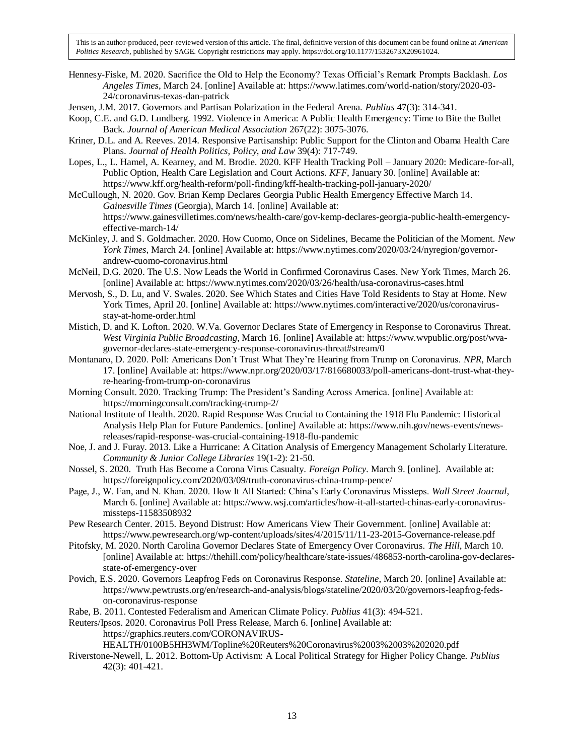Hennesy-Fiske, M. 2020. Sacrifice the Old to Help the Economy? Texas Official's Remark Prompts Backlash. *Los Angeles Times*, March 24. [online] Available at: https://www.latimes.com/world-nation/story/2020-03-24/coronavirus-texas-dan-patrick

Jensen, J.M. 2017. Governors and Partisan Polarization in the Federal Arena. *Publius* 47(3): 314-341.

Koop, C.E. and G.D. Lundberg. 1992. Violence in America: A Public Health Emergency: Time to Bite the Bullet Back. *Journal of American Medical Association* 267(22): 3075-3076.

Kriner, D.L. and A. Reeves. 2014. Responsive Partisanship: Public Support for the Clinton and Obama Health Care Plans. *Journal of Health Politics, Policy, and Law* 39(4): 717-749.

Lopes, L., L. Hamel, A. Kearney, and M. Brodie. 2020. KFF Health Tracking Poll – January 2020: Medicare-for-all, Public Option, Health Care Legislation and Court Actions. *KFF*, January 30. [online] Available at: https://www.kff.org/health-reform/poll-finding/kff-health-tracking-poll-january-2020/

McCullough, N. 2020. Gov. Brian Kemp Declares Georgia Public Health Emergency Effective March 14. *Gainesville Times* (Georgia), March 14. [online] Available at: https://www.gainesvilletimes.com/news/health-care/gov-kemp-declares-georgia-public-health-emergency-effective-march-14/

McKinley, J. and S. Goldmacher. 2020. How Cuomo, Once on Sidelines, Became the Politician of the Moment. *New York Times*, March 24. [online] Available at: https://www.nytimes.com/2020/03/24/nyregion/governor-andrew-cuomo-coronavirus.html

McNeil, D.G. 2020. The U.S. Now Leads the World in Confirmed Coronavirus Cases. New York Times, March 26. [online] Available at: https://www.nytimes.com/2020/03/26/health/usa-coronavirus-cases.html

Mervosh, S., D. Lu, and V. Swales. 2020. See Which States and Cities Have Told Residents to Stay at Home. New York Times, April 20. [online] Available at: https://www.nytimes.com/interactive/2020/us/coronavirus-stay-at-home-order.html

Mistich, D. and K. Lofton. 2020. W.Va. Governor Declares State of Emergency in Response to Coronavirus Threat. *West Virginia Public Broadcasting*, March 16. [online] Available at: https://www.wvpublic.org/post/wva-governor-declares-state-emergency-response-coronavirus-threat#stream/0

Montanaro, D. 2020. Poll: Americans Don't Trust What They're Hearing from Trump on Coronavirus. *NPR*, March 17. [online] Available at: https://www.npr.org/2020/03/17/816680033/poll-americans-dont-trust-what-they-re-hearing-from-trump-on-coronavirus

Morning Consult. 2020. Tracking Trump: The President's Sanding Across America. [online] Available at: https://morningconsult.com/tracking-trump-2/

National Institute of Health. 2020. Rapid Response Was Crucial to Containing the 1918 Flu Pandemic: Historical Analysis Help Plan for Future Pandemics. [online] Available at: https://www.nih.gov/news-events/news-releases/rapid-response-was-crucial-containing-1918-flu-pandemic

Noe, J. and J. Furay. 2013. Like a Hurricane: A Citation Analysis of Emergency Management Scholarly Literature. *Community & Junior College Libraries* 19(1-2): 21-50.

Nossel, S. 2020. Truth Has Become a Corona Virus Casualty. *Foreign Policy*. March 9. [online]. Available at: https://foreignpolicy.com/2020/03/09/truth-coronavirus-china-trump-pence/

Page, J., W. Fan, and N. Khan. 2020. How It All Started: China's Early Coronavirus Missteps. *Wall Street Journal*, March 6. [online] Available at: https://www.wsj.com/articles/how-it-all-started-chinas-early-coronavirus-missteps-11583508932

Pew Research Center. 2015. Beyond Distrust: How Americans View Their Government. [online] Available at: https://www.pewresearch.org/wp-content/uploads/sites/4/2015/11/11-23-2015-Governance-release.pdf

Pitofsky, M. 2020. North Carolina Governor Declares State of Emergency Over Coronavirus. *The Hill*, March 10. [online] Available at: https://thehill.com/policy/healthcare/state-issues/486853-north-carolina-gov-declares-state-of-emergency-over

Povich, E.S. 2020. Governors Leapfrog Feds on Coronavirus Response. *Stateline*, March 20. [online] Available at: https://www.pewtrusts.org/en/research-and-analysis/blogs/stateline/2020/03/20/governors-leapfrog-feds-on-coronavirus-response

Rabe, B. 2011. Contested Federalism and American Climate Policy. *Publius* 41(3): 494-521.

Reuters/Ipsos. 2020. Coronavirus Poll Press Release, March 6. [online] Available at: https://graphics.reuters.com/CORONAVIRUS-HEALTH/0100B5HH3WM/Topline%20Reuters%20Coronavirus%2003%2003%202020.pdf

Riverstone-Newell, L. 2012. Bottom-Up Activism: A Local Political Strategy for Higher Policy Change. *Publius* 42(3): 401-421.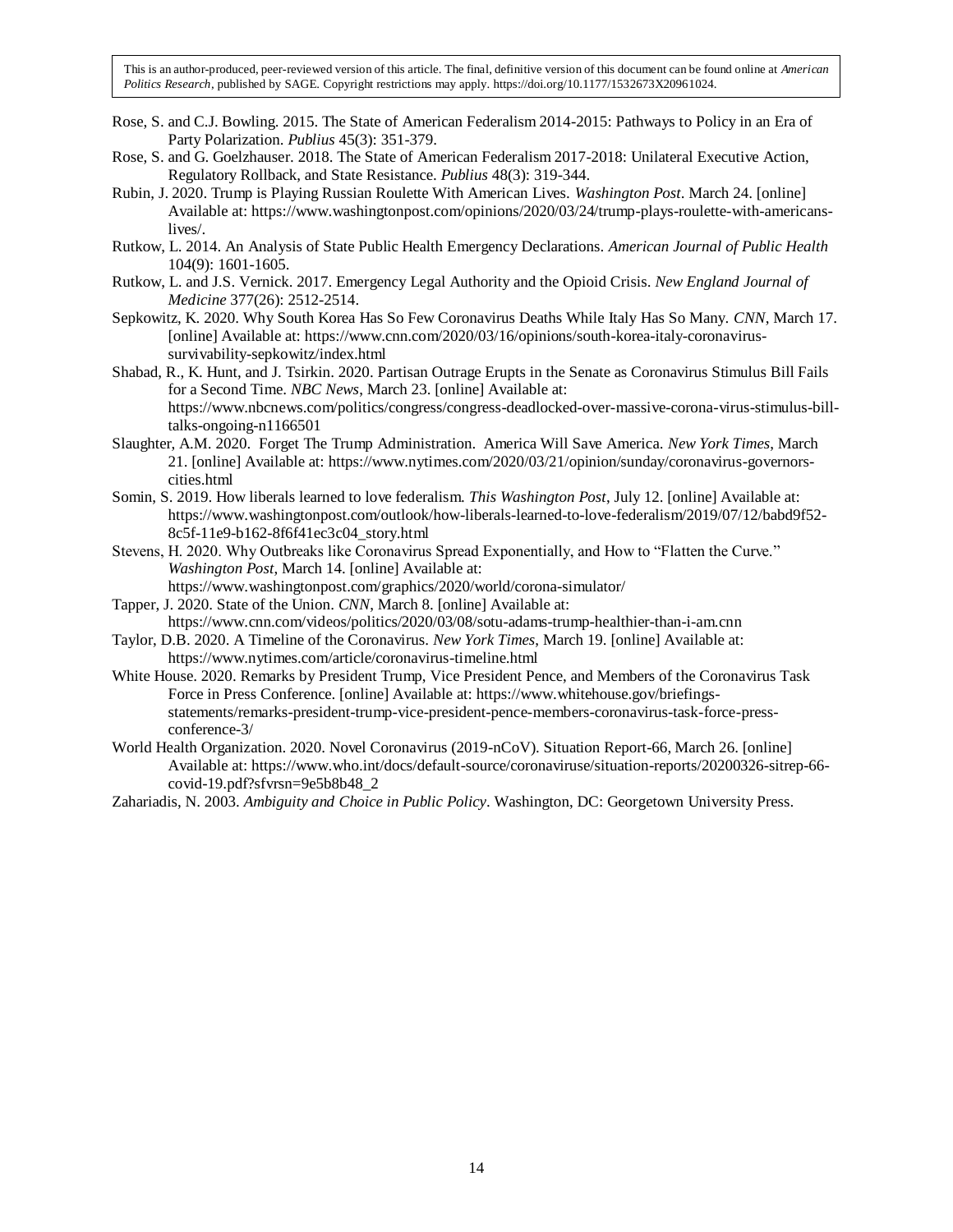This is an author-produced, peer-reviewed version of this article. The final, definitive version of this document can be found online at *American Politics Research*, published by SAGE. Copyright restrictions may apply. https://doi.org/10.1177/1532673X20961024.

Rose, S. and C.J. Bowling. 2015. The State of American Federalism 2014-2015: Pathways to Policy in an Era of Party Polarization. *Publius* 45(3): 351-379.

Rose, S. and G. Goelzhauser. 2018. The State of American Federalism 2017-2018: Unilateral Executive Action, Regulatory Rollback, and State Resistance. *Publius* 48(3): 319-344.

Rubin, J. 2020. Trump is Playing Russian Roulette With American Lives. *Washington Post*. March 24. [online] Available at: https://www.washingtonpost.com/opinions/2020/03/24/trump-plays-roulette-with-americans-lives/.

Rutkow, L. 2014. An Analysis of State Public Health Emergency Declarations. *American Journal of Public Health* 104(9): 1601-1605.

Rutkow, L. and J.S. Vernick. 2017. Emergency Legal Authority and the Opioid Crisis. *New England Journal of Medicine* 377(26): 2512-2514.

Sepkowitz, K. 2020. Why South Korea Has So Few Coronavirus Deaths While Italy Has So Many. *CNN*, March 17. [online] Available at: https://www.cnn.com/2020/03/16/opinions/south-korea-italy-coronavirus-survivability-sepkowitz/index.html

Shabad, R., K. Hunt, and J. Tsirkin. 2020. Partisan Outrage Erupts in the Senate as Coronavirus Stimulus Bill Fails for a Second Time. *NBC News*, March 23. [online] Available at: https://www.nbcnews.com/politics/congress/congress-deadlocked-over-massive-corona-virus-stimulus-bill-talks-ongoing-n1166501

Slaughter, A.M. 2020. Forget The Trump Administration. America Will Save America. *New York Times*, March 21. [online] Available at: https://www.nytimes.com/2020/03/21/opinion/sunday/coronavirus-governors-cities.html

Somin, S. 2019. How liberals learned to love federalism. *This Washington Post*, July 12. [online] Available at: https://www.washingtonpost.com/outlook/how-liberals-learned-to-love-federalism/2019/07/12/babd9f52-8c5f-11e9-b162-8f6f41ec3c04_story.html

Stevens, H. 2020. Why Outbreaks like Coronavirus Spread Exponentially, and How to "Flatten the Curve." *Washington Post*, March 14. [online] Available at: https://www.washingtonpost.com/graphics/2020/world/corona-simulator/

Tapper, J. 2020. State of the Union. *CNN*, March 8. [online] Available at: https://www.cnn.com/videos/politics/2020/03/08/sotu-adams-trump-healthier-than-i-am.cnn

Taylor, D.B. 2020. A Timeline of the Coronavirus. *New York Times*, March 19. [online] Available at: https://www.nytimes.com/article/coronavirus-timeline.html

White House. 2020. Remarks by President Trump, Vice President Pence, and Members of the Coronavirus Task Force in Press Conference. [online] Available at: https://www.whitehouse.gov/briefings-statements/remarks-president-trump-vice-president-pence-members-coronavirus-task-force-press-conference-3/

World Health Organization. 2020. Novel Coronavirus (2019-nCoV). Situation Report-66, March 26. [online] Available at: https://www.who.int/docs/default-source/coronaviruse/situation-reports/20200326-sitrep-66-covid-19.pdf?sfvrsn=9e5b8b48_2

Zahariadis, N. 2003. *Ambiguity and Choice in Public Policy*. Washington, DC: Georgetown University Press.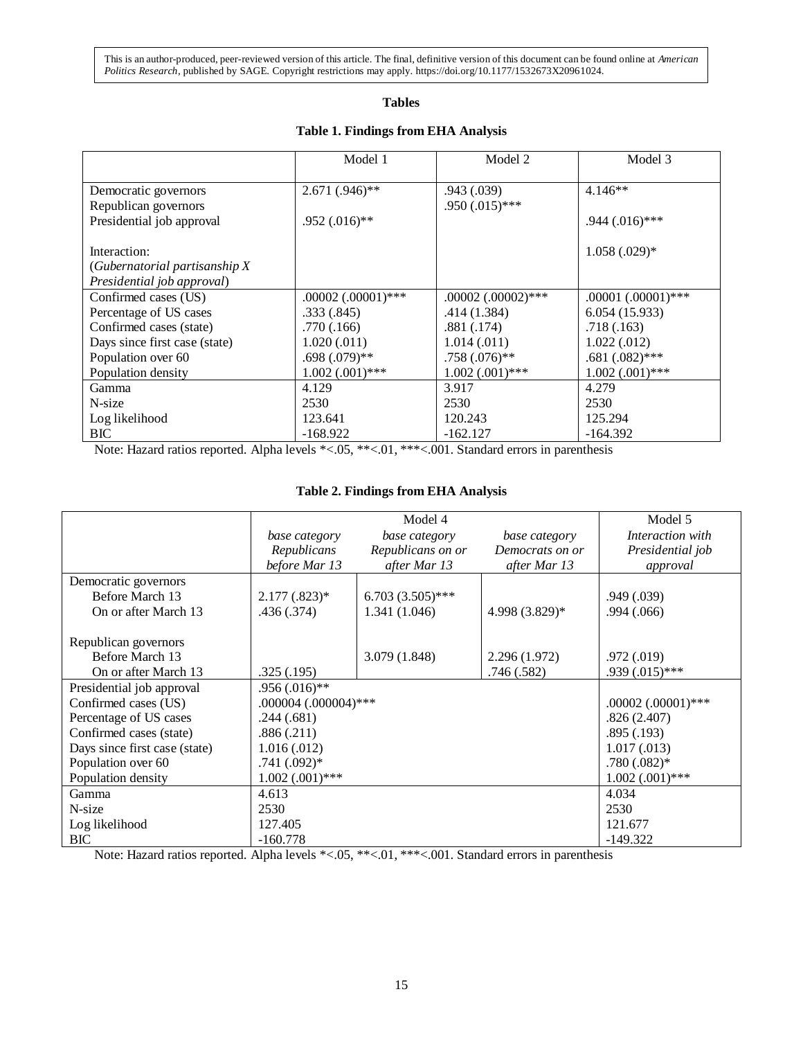This is an author-produced, peer-reviewed version of this article. The final, definitive version of this document can be found online at *American Politics Research*, published by SAGE. Copyright restrictions may apply. https://doi.org/10.1177/1532673X20961024.

## Tables

### Table 1. Findings from EHA Analysis

| | Model 1 | Model 2 | Model 3 |
|---|---|---|---|
| Democratic governors | 2.671 (.946)** | .943 (.039) | 4.146** |
| Republican governors | | .950 (.015)*** | |
| Presidential job approval | .952 (.016)** | | .944 (.016)*** |
| Interaction: (*Gubernatorial partisanship X Presidential job approval*) | | | 1.058 (.029)* |
| Confirmed cases (US) | .00002 (.00001)*** | .00002 (.00002)*** | .00001 (.00001)*** |
| Percentage of US cases | .333 (.845) | .414 (1.384) | 6.054 (15.933) |
| Confirmed cases (state) | .770 (.166) | .881 (.174) | .718 (.163) |
| Days since first case (state) | 1.020 (.011) | 1.014 (.011) | 1.022 (.012) |
| Population over 60 | .698 (.079)** | .758 (.076)** | .681 (.082)*** |
| Population density | 1.002 (.001)*** | 1.002 (.001)*** | 1.002 (.001)*** |
| Gamma | 4.129 | 3.917 | 4.279 |
| N-size | 2530 | 2530 | 2530 |
| Log likelihood | 123.641 | 120.243 | 125.294 |
| BIC | -168.922 | -162.127 | -164.392 |

Note: Hazard ratios reported. Alpha levels *<.05, **<.01, ***<.001. Standard errors in parenthesis

### Table 2. Findings from EHA Analysis

| | Model 4 | | | Model 5 |
|---|---|---|---|---|
| | *base category Republicans before Mar 13* | *base category Republicans on or after Mar 13* | *base category Democrats on or after Mar 13* | *Interaction with Presidential job approval* |
| Democratic governors | | | | |
| Before March 13 | 2.177 (.823)* | 6.703 (3.505)*** | | .949 (.039) |
| On or after March 13 | .436 (.374) | 1.341 (1.046) | 4.998 (3.829)* | .994 (.066) |
| Republican governors | | | | |
| Before March 13 | | 3.079 (1.848) | 2.296 (1.972) | .972 (.019) |
| On or after March 13 | .325 (.195) | | .746 (.582) | .939 (.015)*** |
| Presidential job approval | .956 (.016)** | | | |
| Confirmed cases (US) | .000004 (.000004)*** | | | .00002 (.00001)*** |
| Percentage of US cases | .244 (.681) | | | .826 (2.407) |
| Confirmed cases (state) | .886 (.211) | | | .895 (.193) |
| Days since first case (state) | 1.016 (.012) | | | 1.017 (.013) |
| Population over 60 | .741 (.092)* | | | .780 (.082)* |
| Population density | 1.002 (.001)*** | | | 1.002 (.001)*** |
| Gamma | 4.613 | | | 4.034 |
| N-size | 2530 | | | 2530 |
| Log likelihood | 127.405 | | | 121.677 |
| BIC | -160.778 | | | -149.322 |

Note: Hazard ratios reported. Alpha levels *<.05, **<.01, ***<.001. Standard errors in parenthesis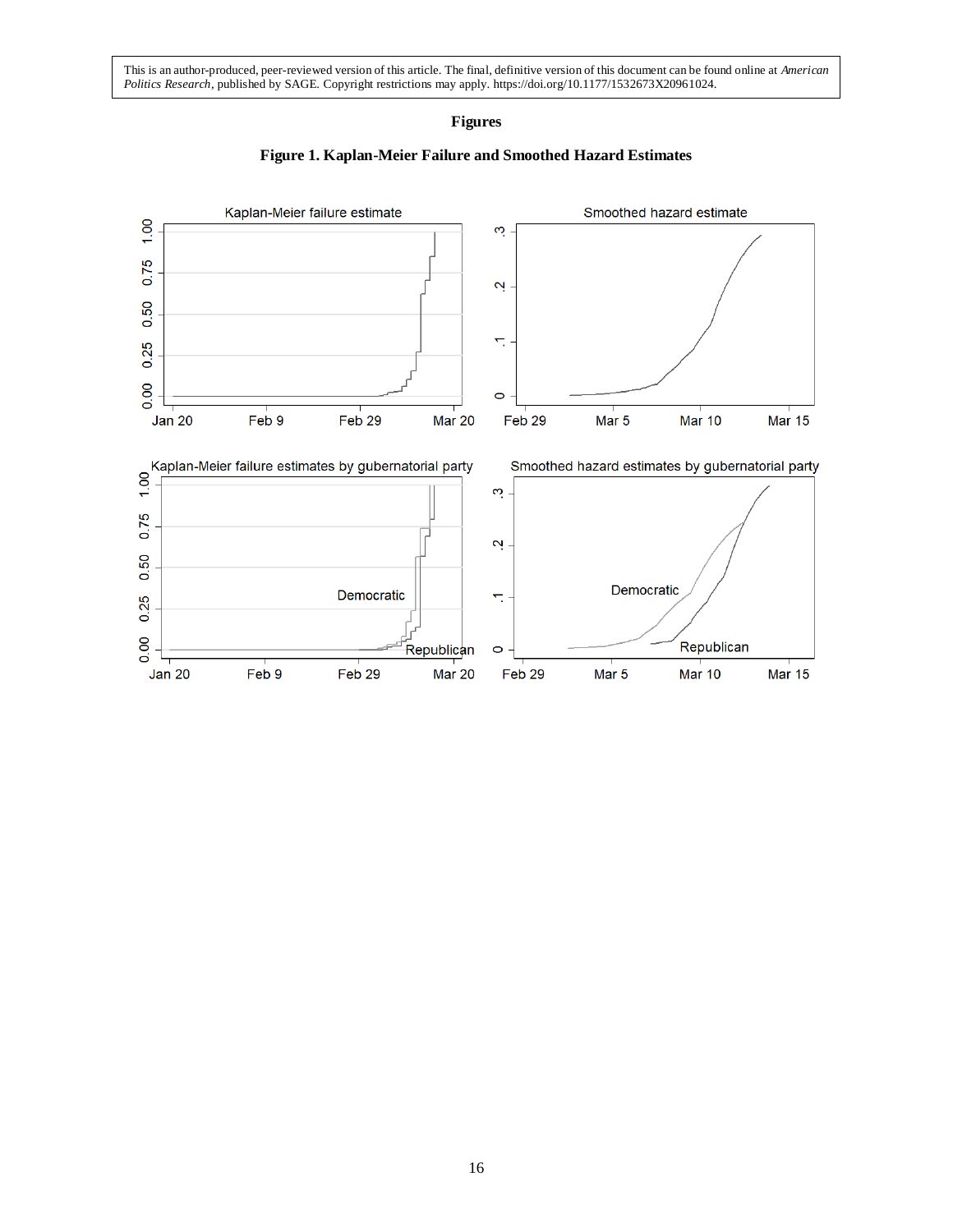This is an author-produced, peer-reviewed version of this article. The final, definitive version of this document can be found online at *American Politics Research*, published by SAGE. Copyright restrictions may apply. https://doi.org/10.1177/1532673X20961024.

## Figures

**Figure 1. Kaplan-Meier Failure and Smoothed Hazard Estimates**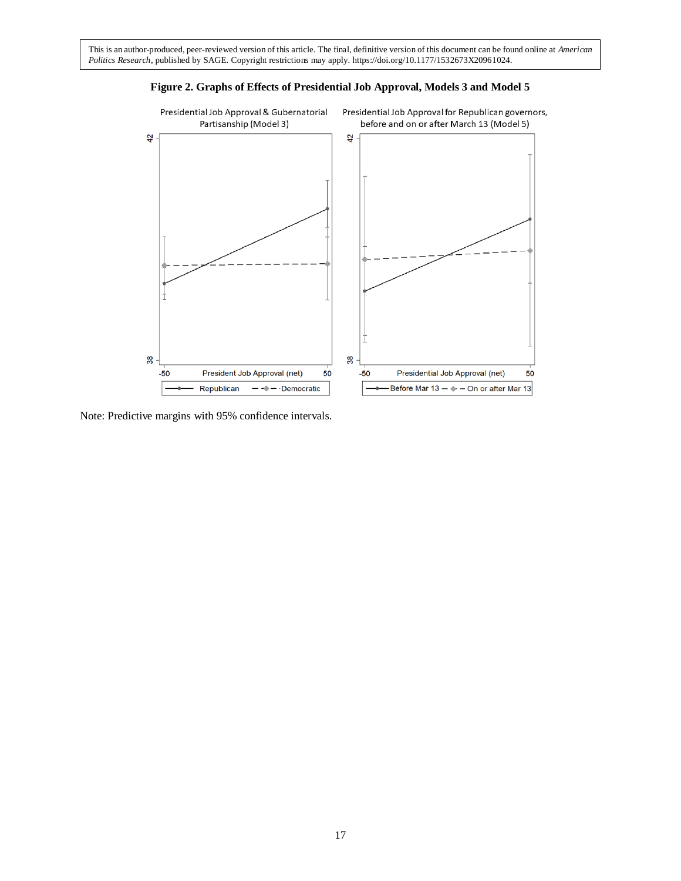**Figure 2. Graphs of Effects of Presidential Job Approval, Models 3 and Model 5**

Presidential Job Approval & Gubernatorial Partisanship (Model 3)

42

38

-50

President Job Approval (net)

50

Republican

Democratic

Presidential Job Approval for Republican governors, before and on or after March 13 (Model 5)

42

38

-50

Presidential Job Approval (net)

50

Before Mar 13

On or after Mar 13

Note: Predictive margins with 95% confidence intervals.